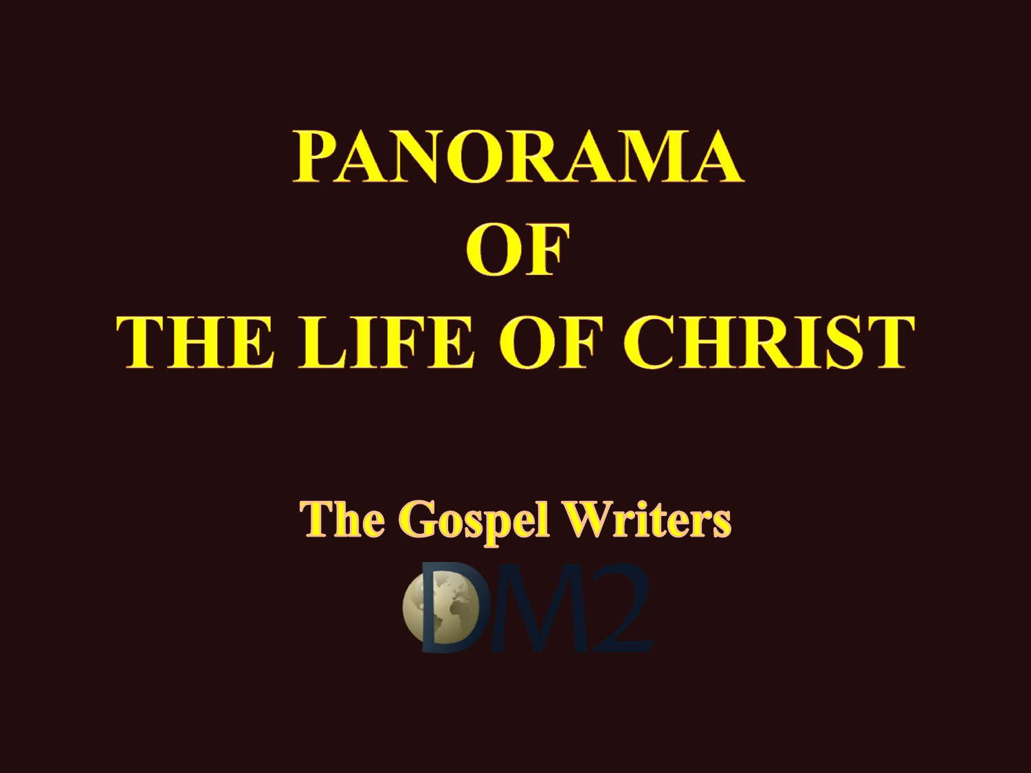# PANORAMA OF THE LIFE OF CHRIST

## The Gospel Writers

DM2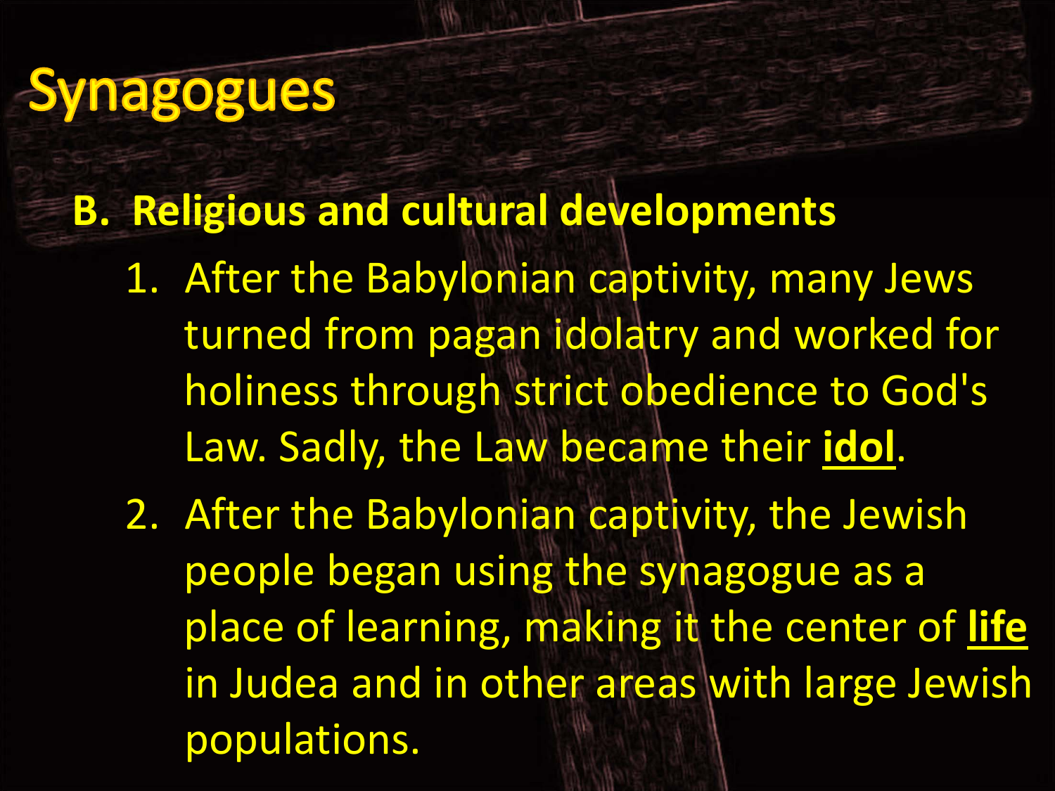# Synagogues

**B. Religious and cultural developments**

1. After the Babylonian captivity, many Jews turned from pagan idolatry and worked for holiness through strict obedience to God's Law. Sadly, the Law became their **idol**.
2. After the Babylonian captivity, the Jewish people began using the synagogue as a place of learning, making it the center of **life** in Judea and in other areas with large Jewish populations.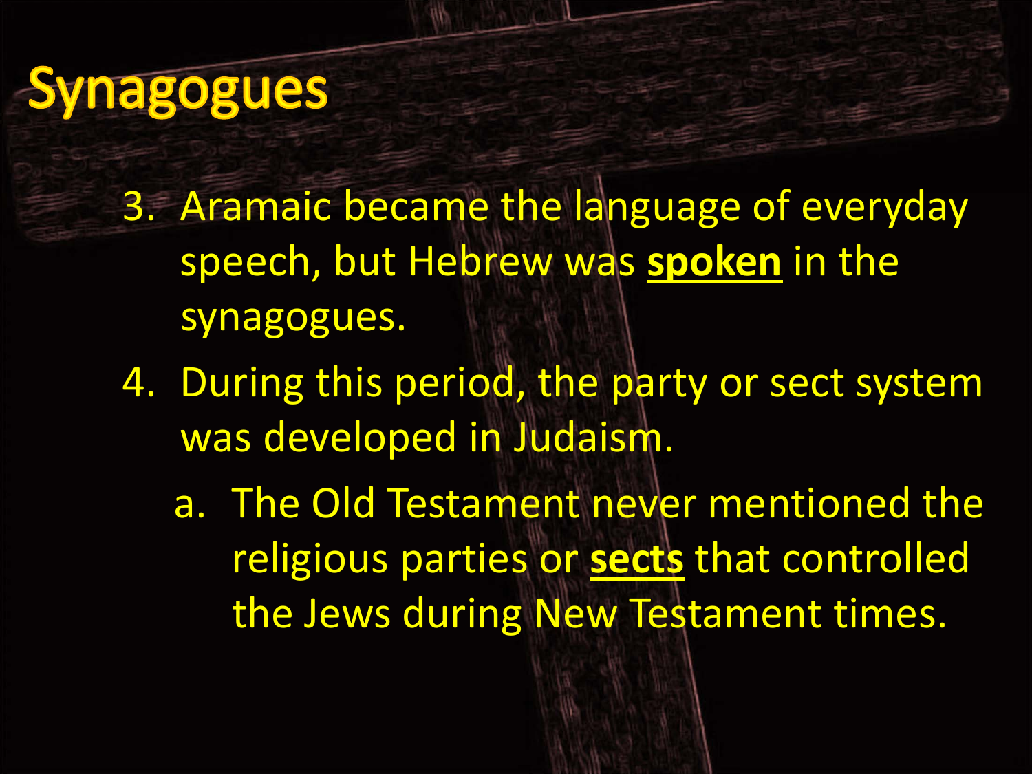# Synagogues

3. Aramaic became the language of everyday speech, but Hebrew was **spoken** in the synagogues.
4. During this period, the party or sect system was developed in Judaism.
   a. The Old Testament never mentioned the religious parties or **sects** that controlled the Jews during New Testament times.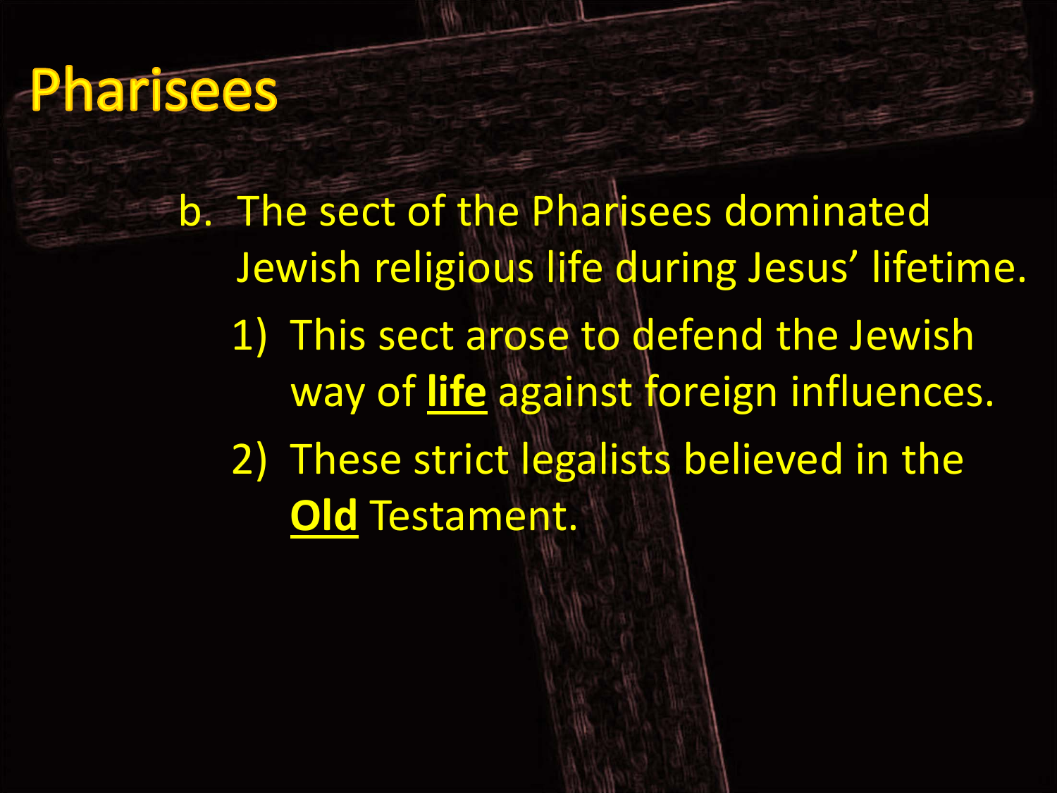# Pharisees

b. The sect of the Pharisees dominated Jewish religious life during Jesus' lifetime.
   1) This sect arose to defend the Jewish way of **life** against foreign influences.
   2) These strict legalists believed in the **Old** Testament.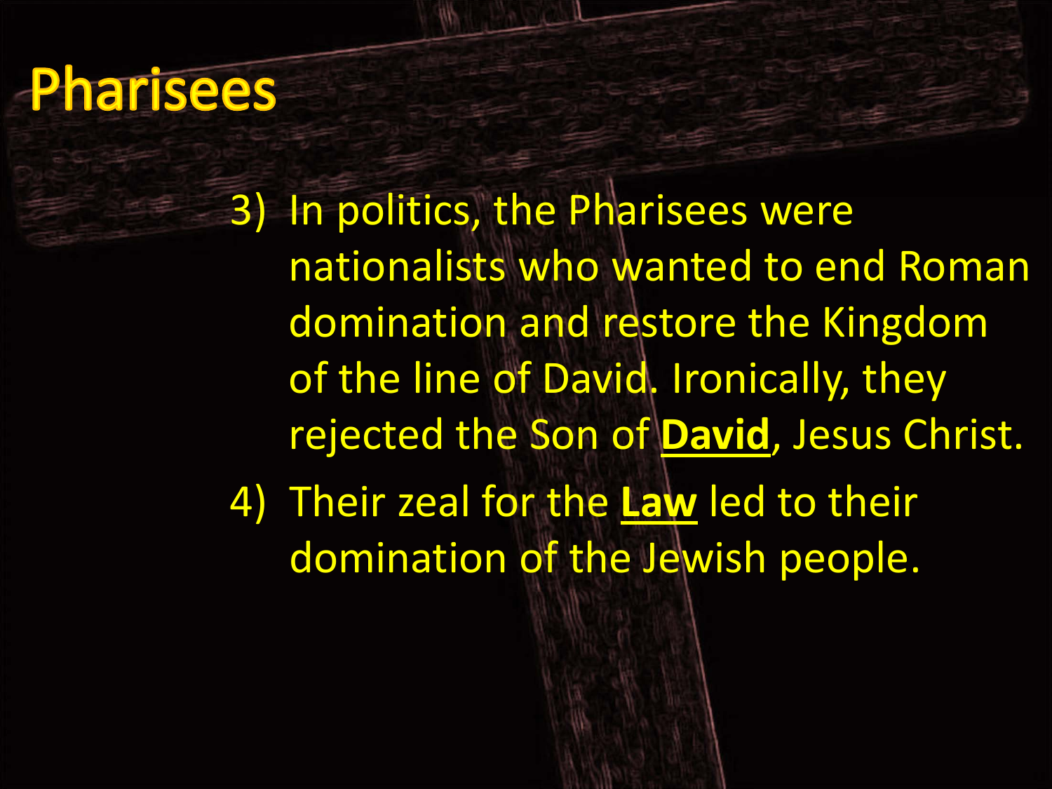# Pharisees

3) In politics, the Pharisees were nationalists who wanted to end Roman domination and restore the Kingdom of the line of David. Ironically, they rejected the Son of **David**, Jesus Christ.
4) Their zeal for the **Law** led to their domination of the Jewish people.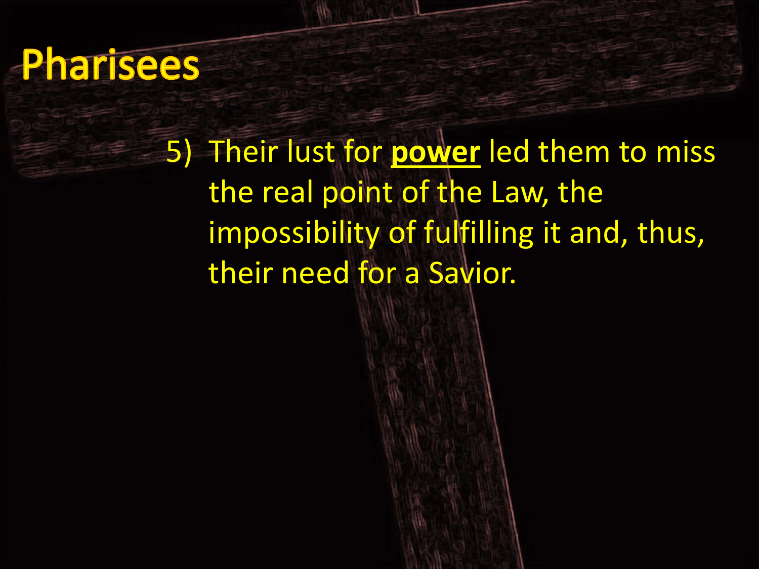# Pharisees

5) Their lust for **power** led them to miss the real point of the Law, the impossibility of fulfilling it and, thus, their need for a Savior.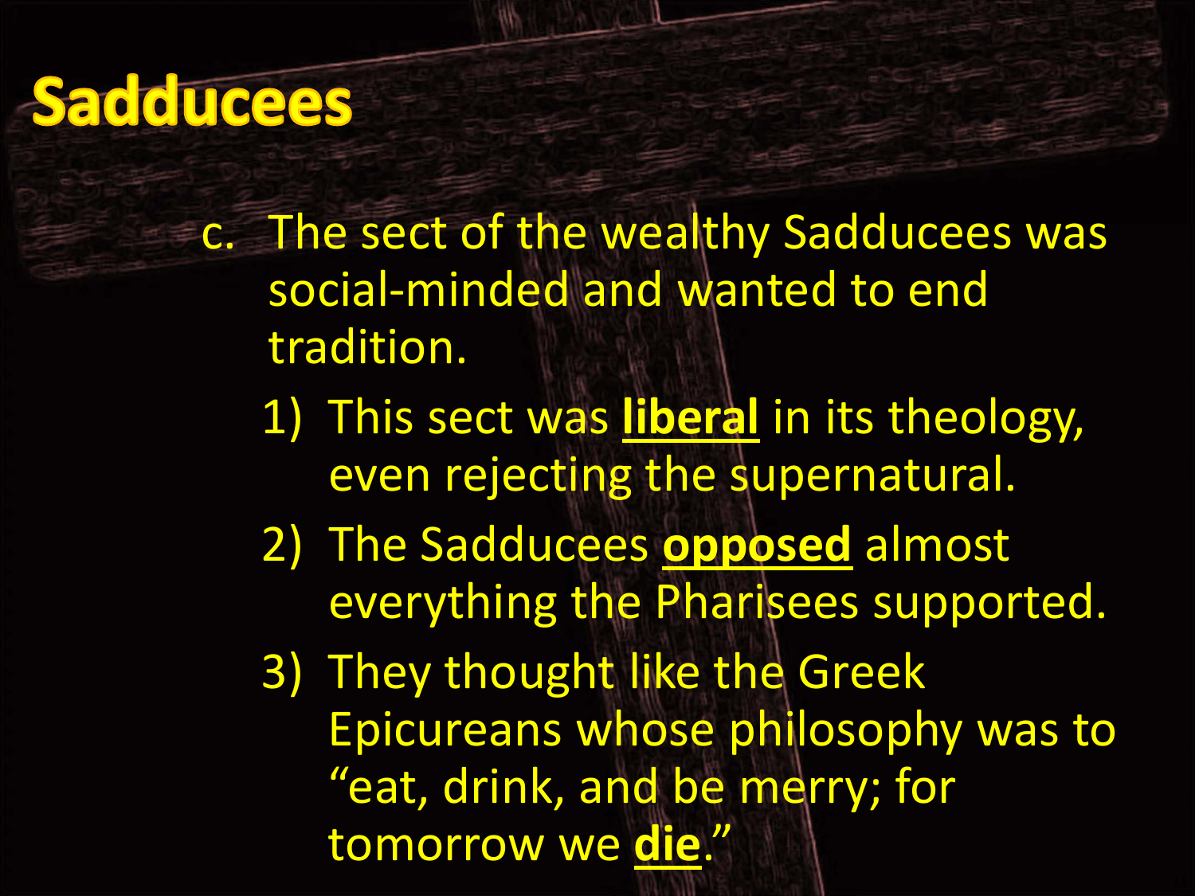# Sadducees

c. The sect of the wealthy Sadducees was social-minded and wanted to end tradition.

   1) This sect was **<u>liberal</u>** in its theology, even rejecting the supernatural.
   2) The Sadducees **<u>opposed</u>** almost everything the Pharisees supported.
   3) They thought like the Greek Epicureans whose philosophy was to "eat, drink, and be merry; for tomorrow we **<u>die</u>**."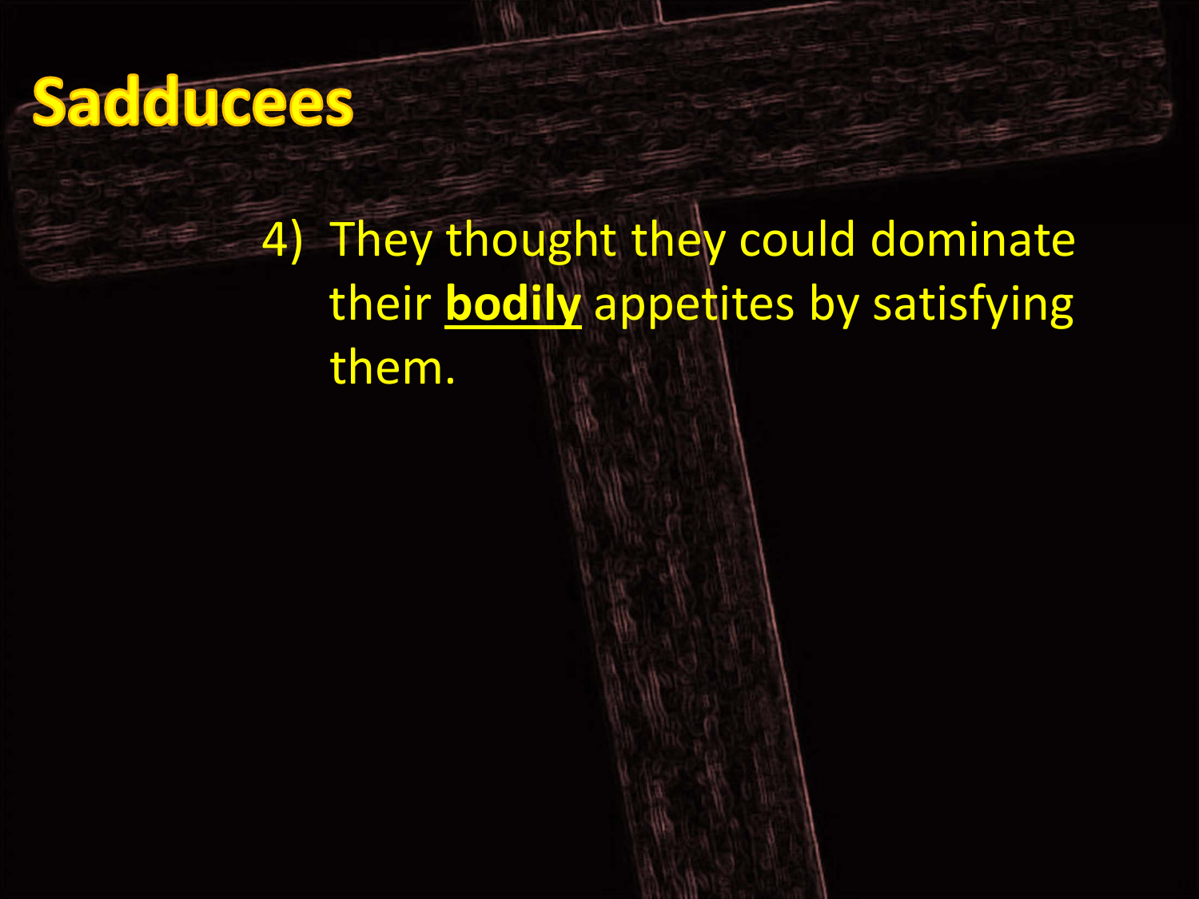# Sadducees

4) They thought they could dominate their **<u>bodily</u>** appetites by satisfying them.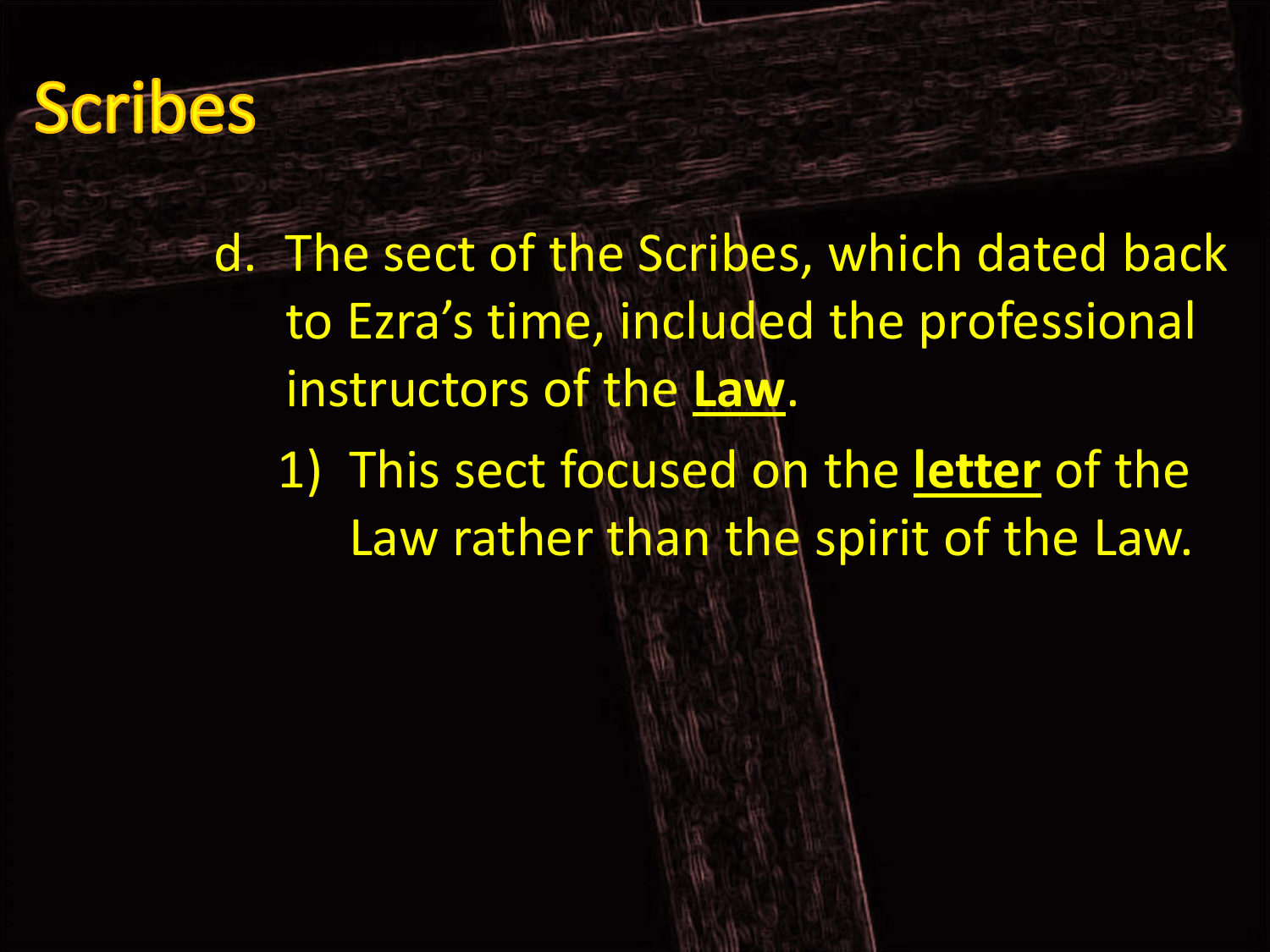# Scribes

d. The sect of the Scribes, which dated back to Ezra's time, included the professional instructors of the **Law**.

   1) This sect focused on the **letter** of the Law rather than the spirit of the Law.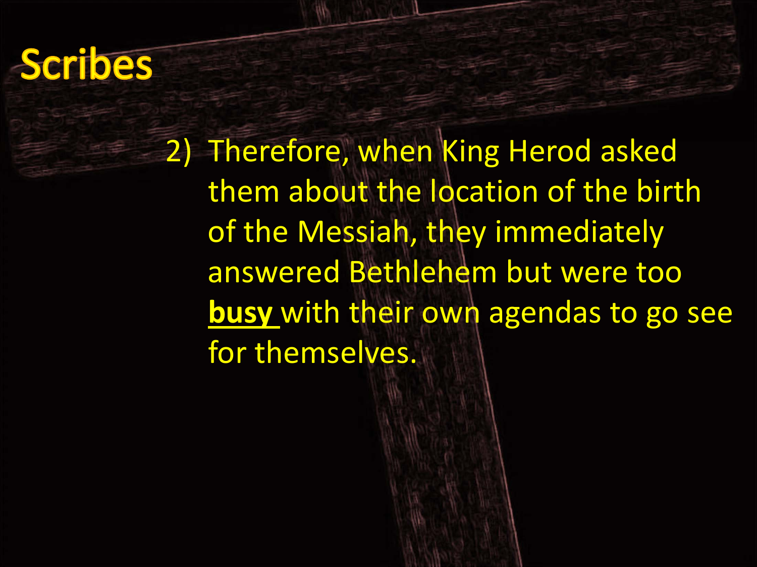# Scribes

2) Therefore, when King Herod asked them about the location of the birth of the Messiah, they immediately answered Bethlehem but were too **busy** with their own agendas to go see for themselves.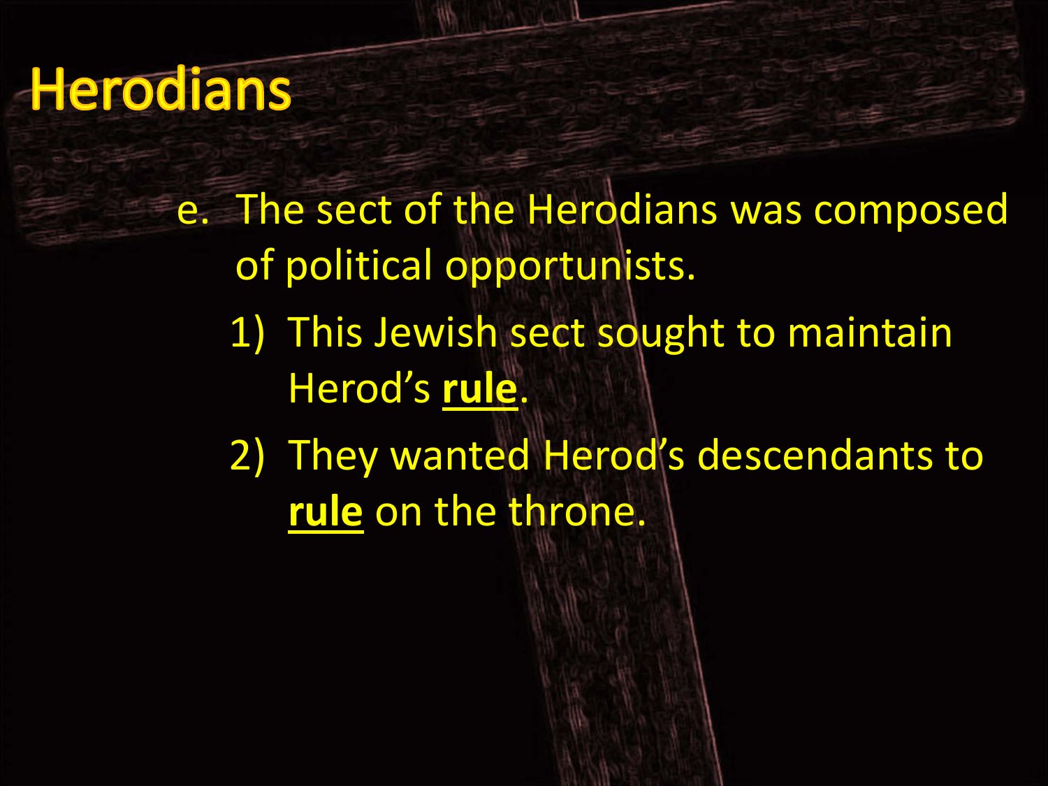# Herodians

e. The sect of the Herodians was composed of political opportunists.
   1) This Jewish sect sought to maintain Herod's **rule**.
   2) They wanted Herod's descendants to **rule** on the throne.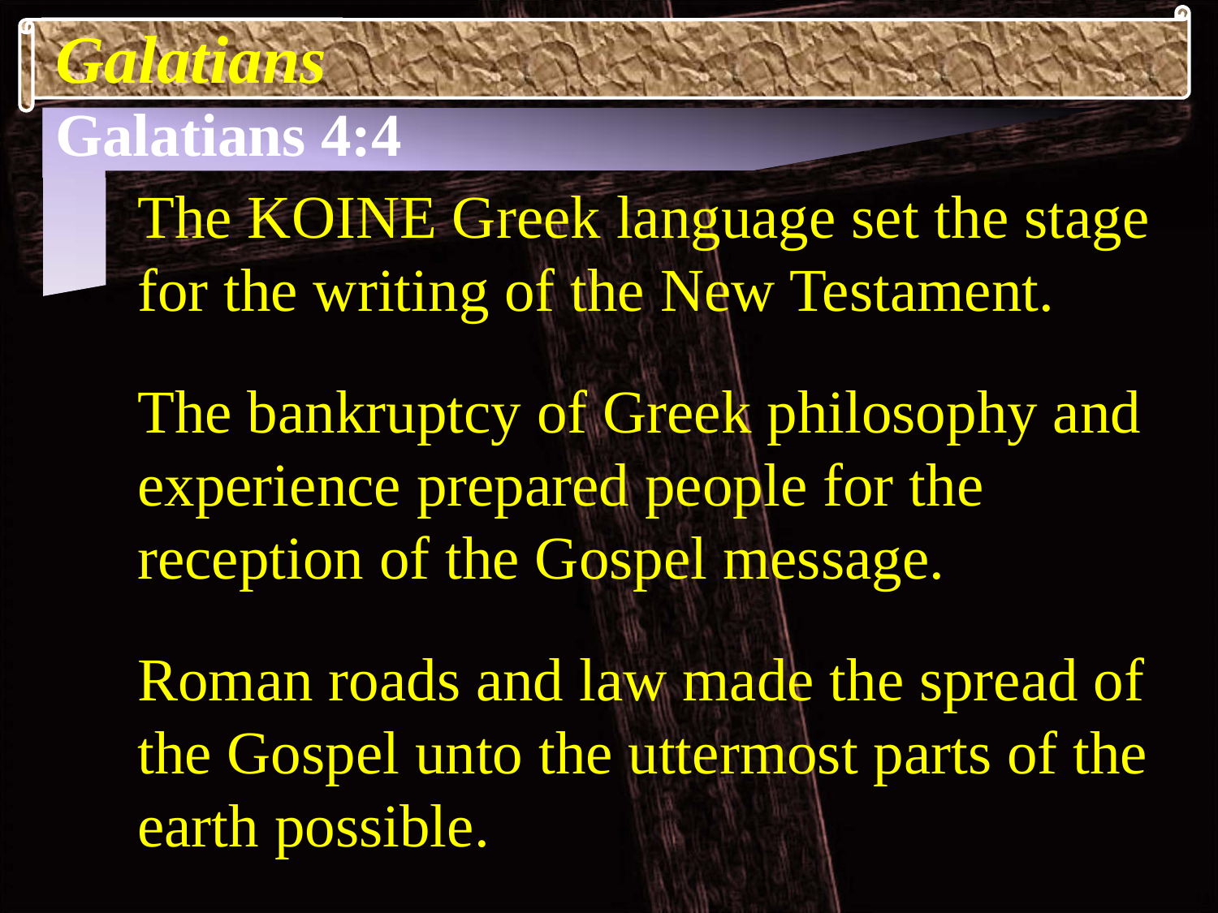# *Galatians*

## Galatians 4:4

The KOINE Greek language set the stage for the writing of the New Testament.

The bankruptcy of Greek philosophy and experience prepared people for the reception of the Gospel message.

Roman roads and law made the spread of the Gospel unto the uttermost parts of the earth possible.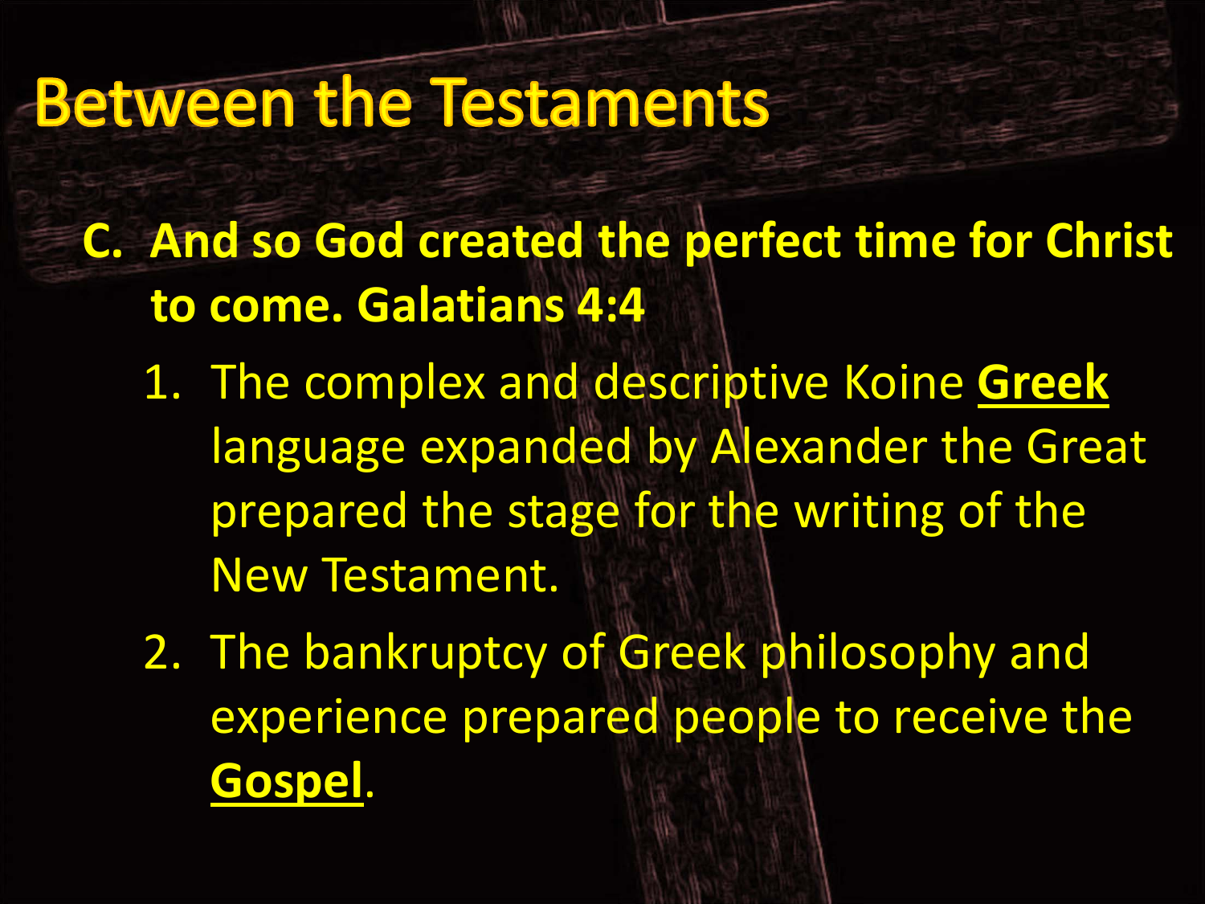# Between the Testaments

**C. And so God created the perfect time for Christ to come. Galatians 4:4**

1. The complex and descriptive Koine **<u>Greek</u>** language expanded by Alexander the Great prepared the stage for the writing of the New Testament.
2. The bankruptcy of Greek philosophy and experience prepared people to receive the **<u>Gospel</u>**.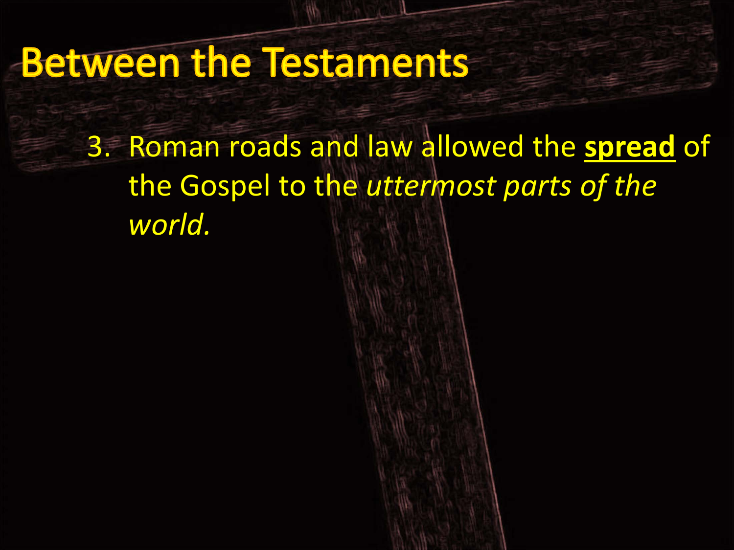# Between the Testaments

3. Roman roads and law allowed the **<u>spread</u>** of the Gospel to the *uttermost parts of the world.*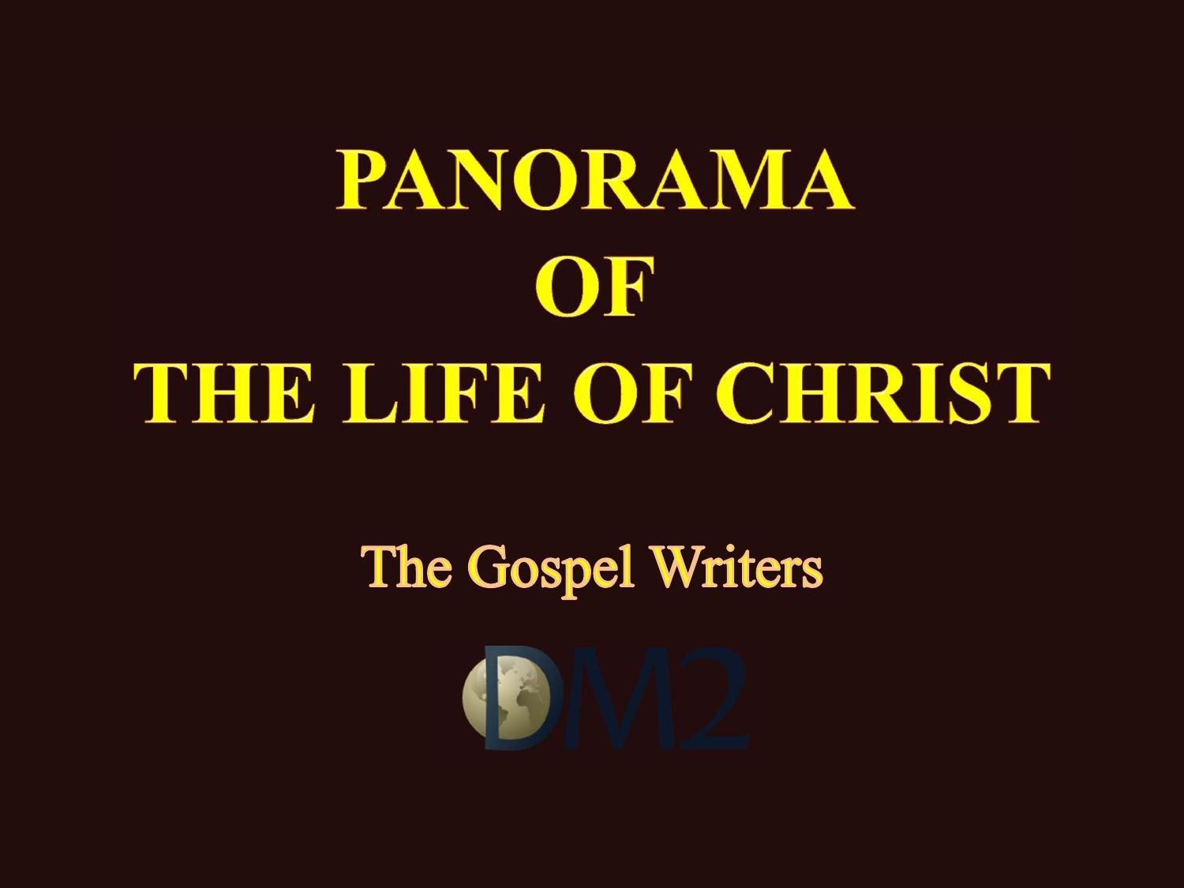# PANORAMA OF THE LIFE OF CHRIST

## The Gospel Writers

DM2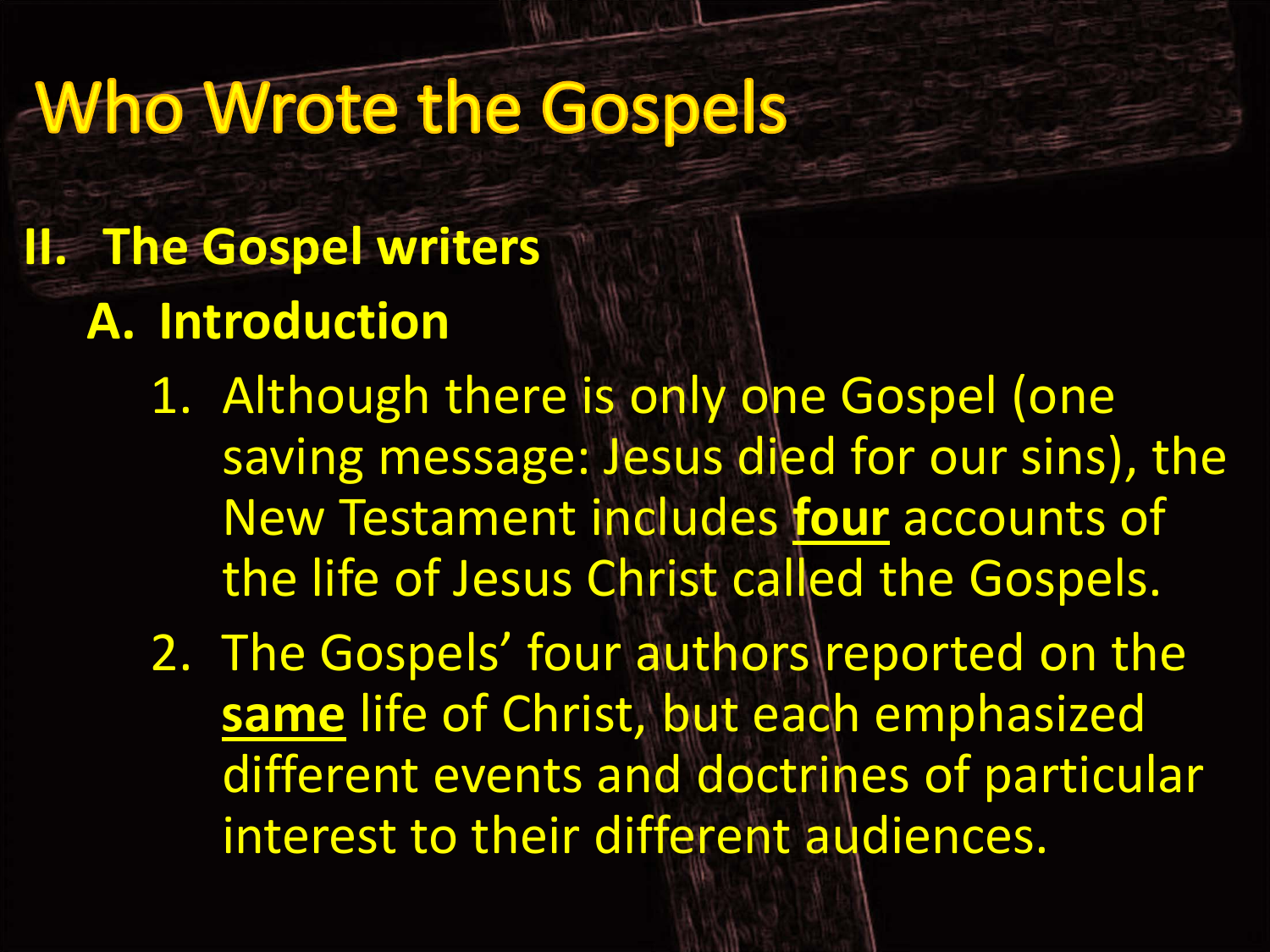# Who Wrote the Gospels

## II. The Gospel writers

### A. Introduction

1. Although there is only one Gospel (one saving message: Jesus died for our sins), the New Testament includes **four** accounts of the life of Jesus Christ called the Gospels.
2. The Gospels' four authors reported on the **same** life of Christ, but each emphasized different events and doctrines of particular interest to their different audiences.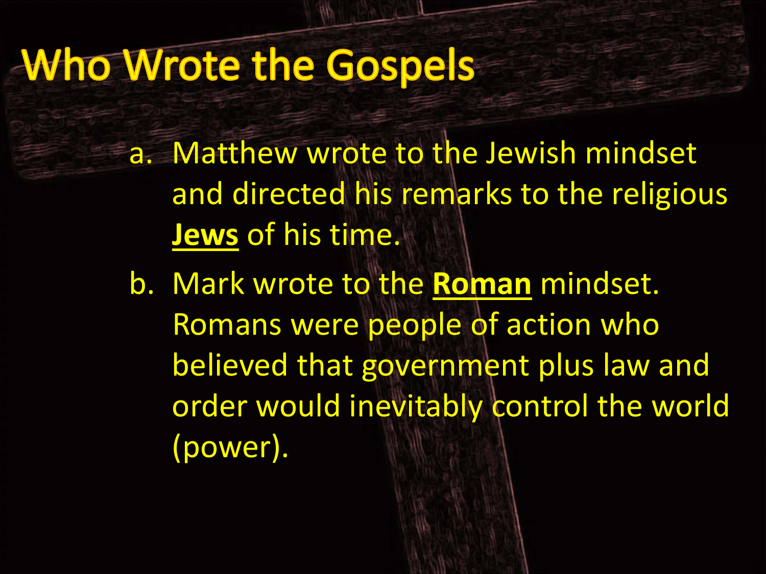# Who Wrote the Gospels

a. Matthew wrote to the Jewish mindset and directed his remarks to the religious **Jews** of his time.

b. Mark wrote to the **Roman** mindset. Romans were people of action who believed that government plus law and order would inevitably control the world (power).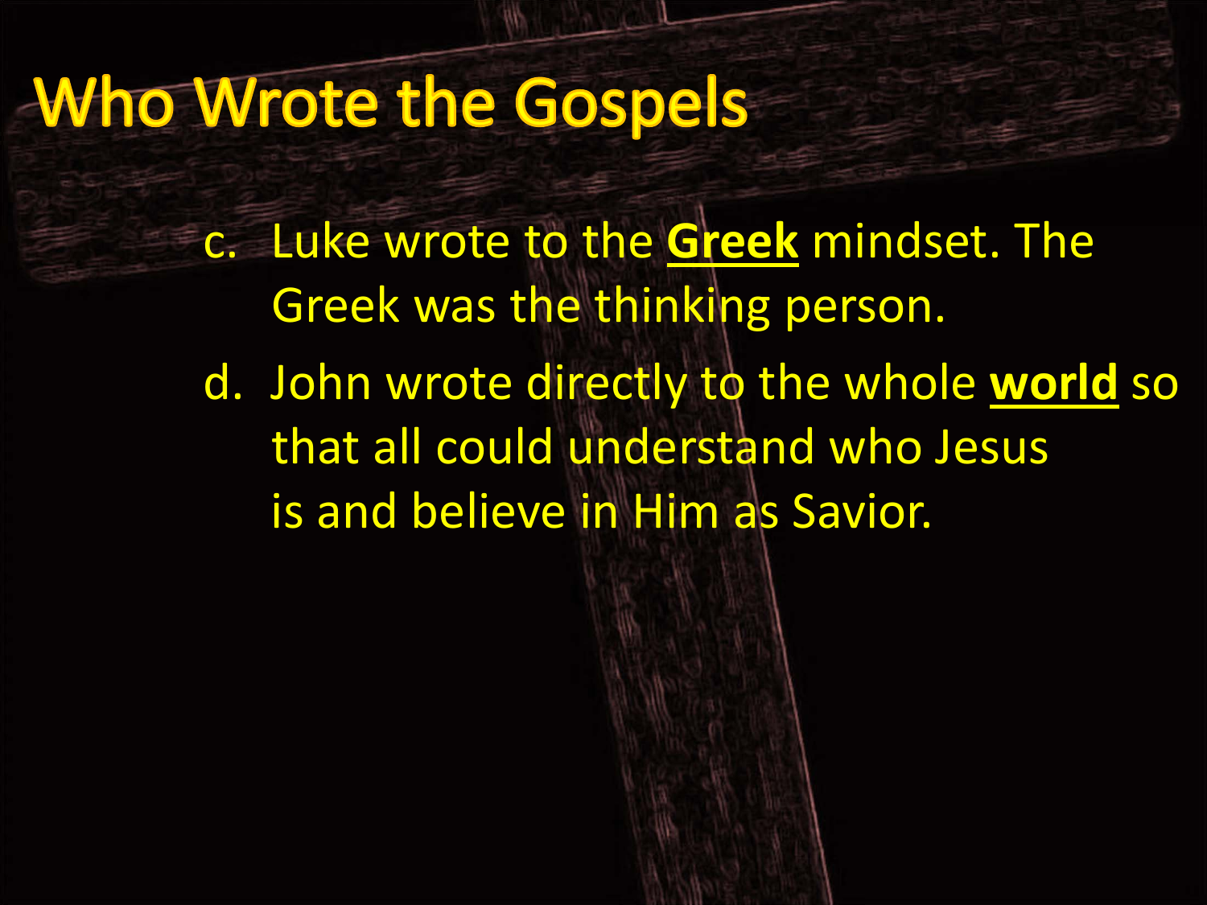# Who Wrote the Gospels

c. Luke wrote to the **Greek** mindset. The Greek was the thinking person.

d. John wrote directly to the whole **world** so that all could understand who Jesus is and believe in Him as Savior.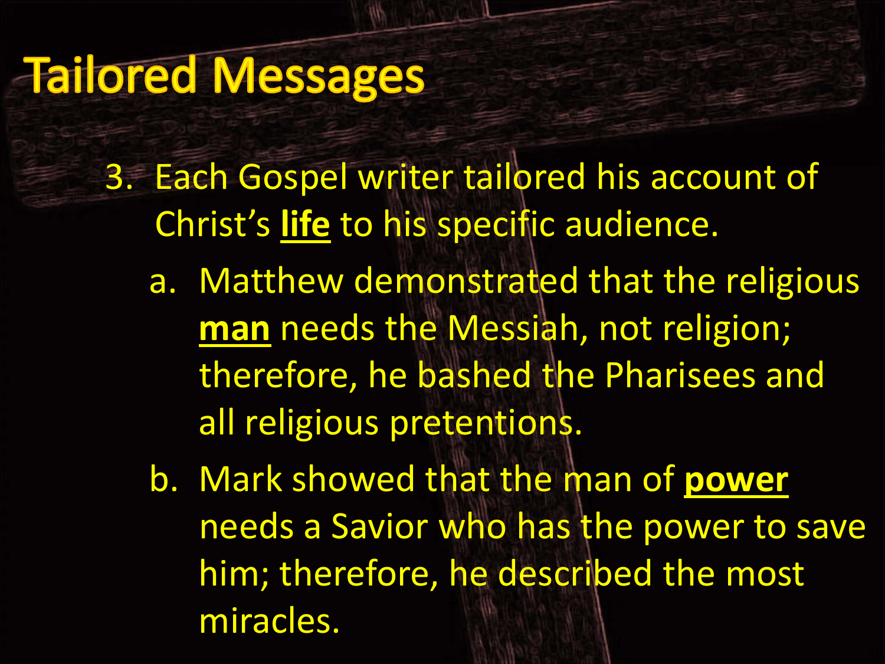# Tailored Messages

3. Each Gospel writer tailored his account of Christ's **life** to his specific audience.
   a. Matthew demonstrated that the religious **man** needs the Messiah, not religion; therefore, he bashed the Pharisees and all religious pretentions.
   b. Mark showed that the man of **power** needs a Savior who has the power to save him; therefore, he described the most miracles.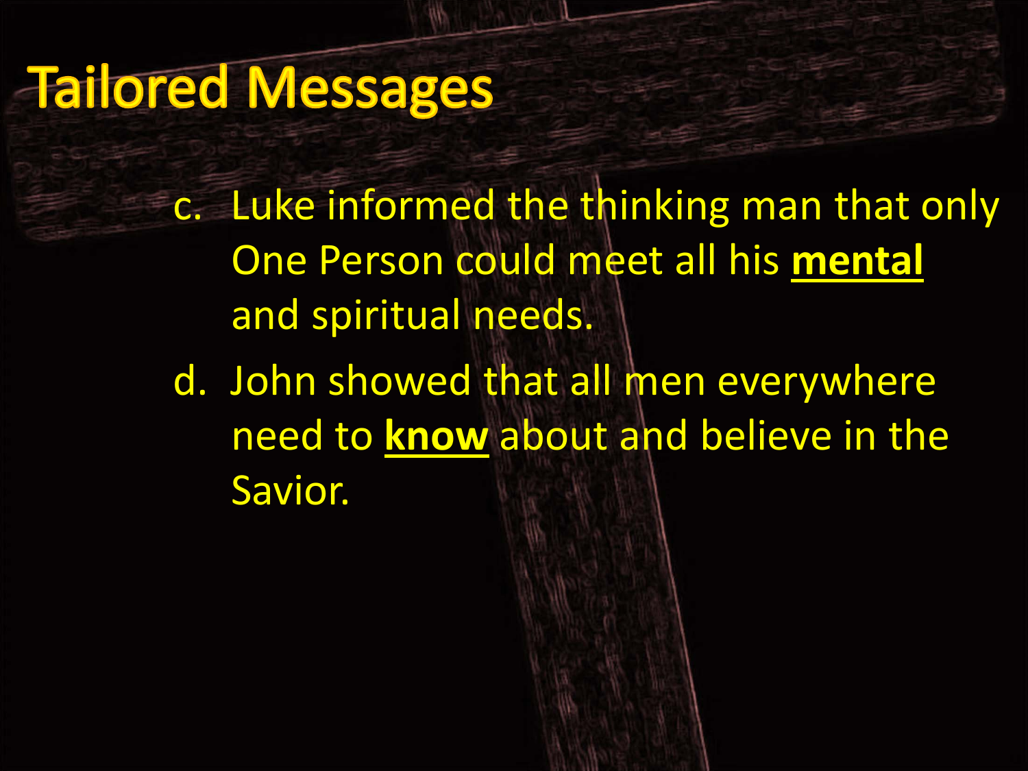# Tailored Messages

c. Luke informed the thinking man that only One Person could meet all his **<u>mental</u>** and spiritual needs.

d. John showed that all men everywhere need to **<u>know</u>** about and believe in the Savior.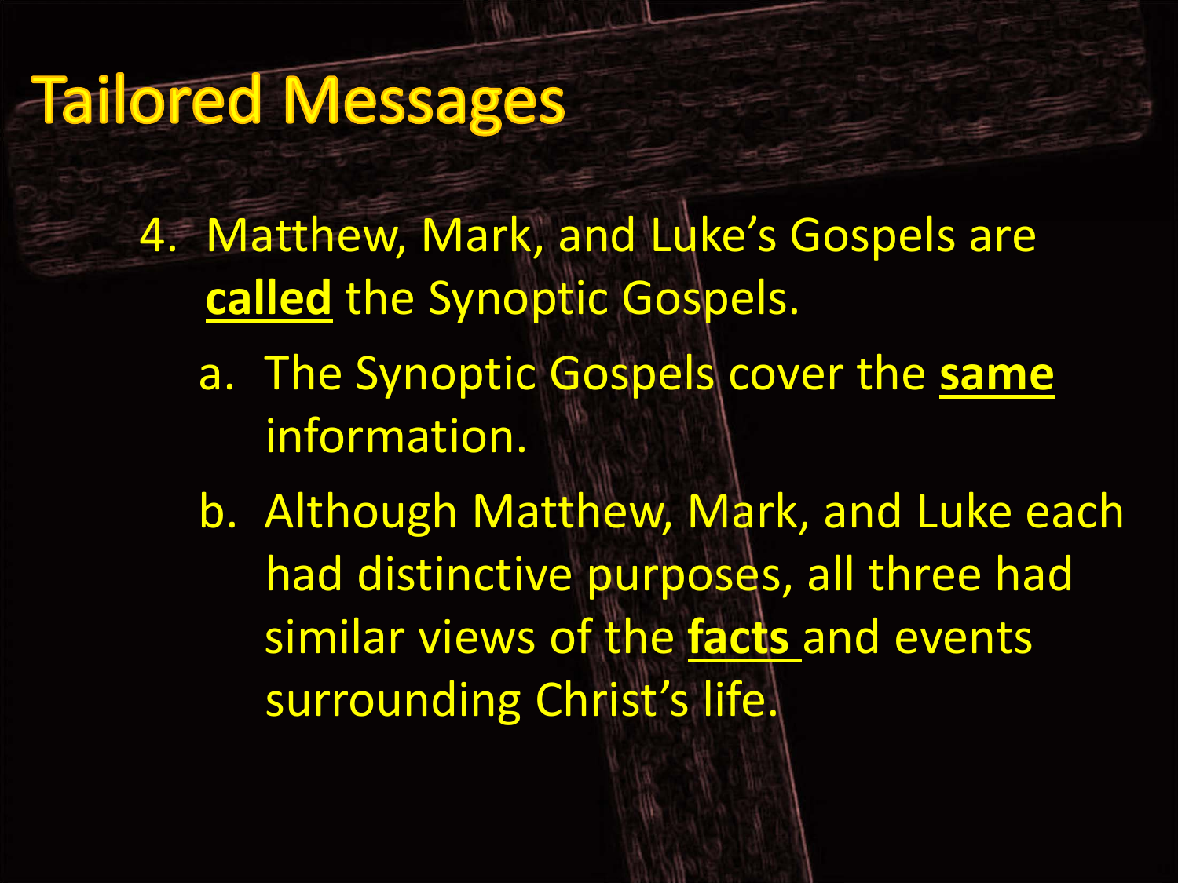# Tailored Messages

4. Matthew, Mark, and Luke's Gospels are **called** the Synoptic Gospels.
   a. The Synoptic Gospels cover the **same** information.
   b. Although Matthew, Mark, and Luke each had distinctive purposes, all three had similar views of the **facts** and events surrounding Christ's life.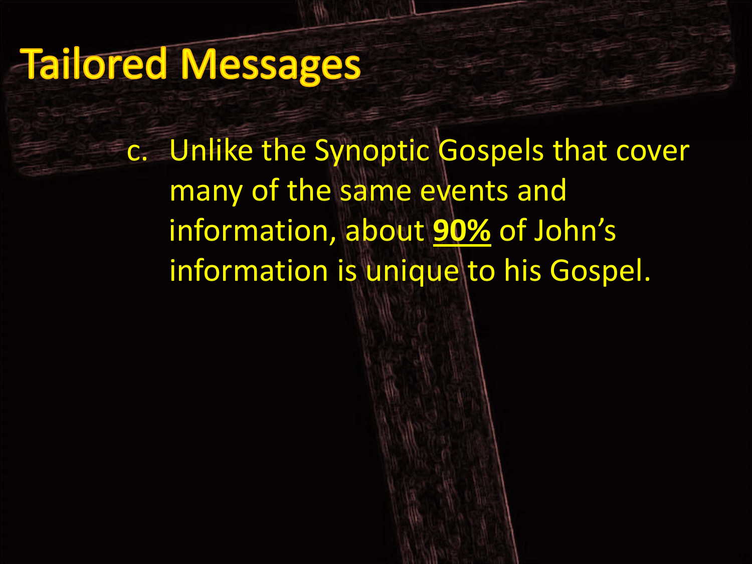# Tailored Messages

c. Unlike the Synoptic Gospels that cover many of the same events and information, about **<u>90%</u>** of John's information is unique to his Gospel.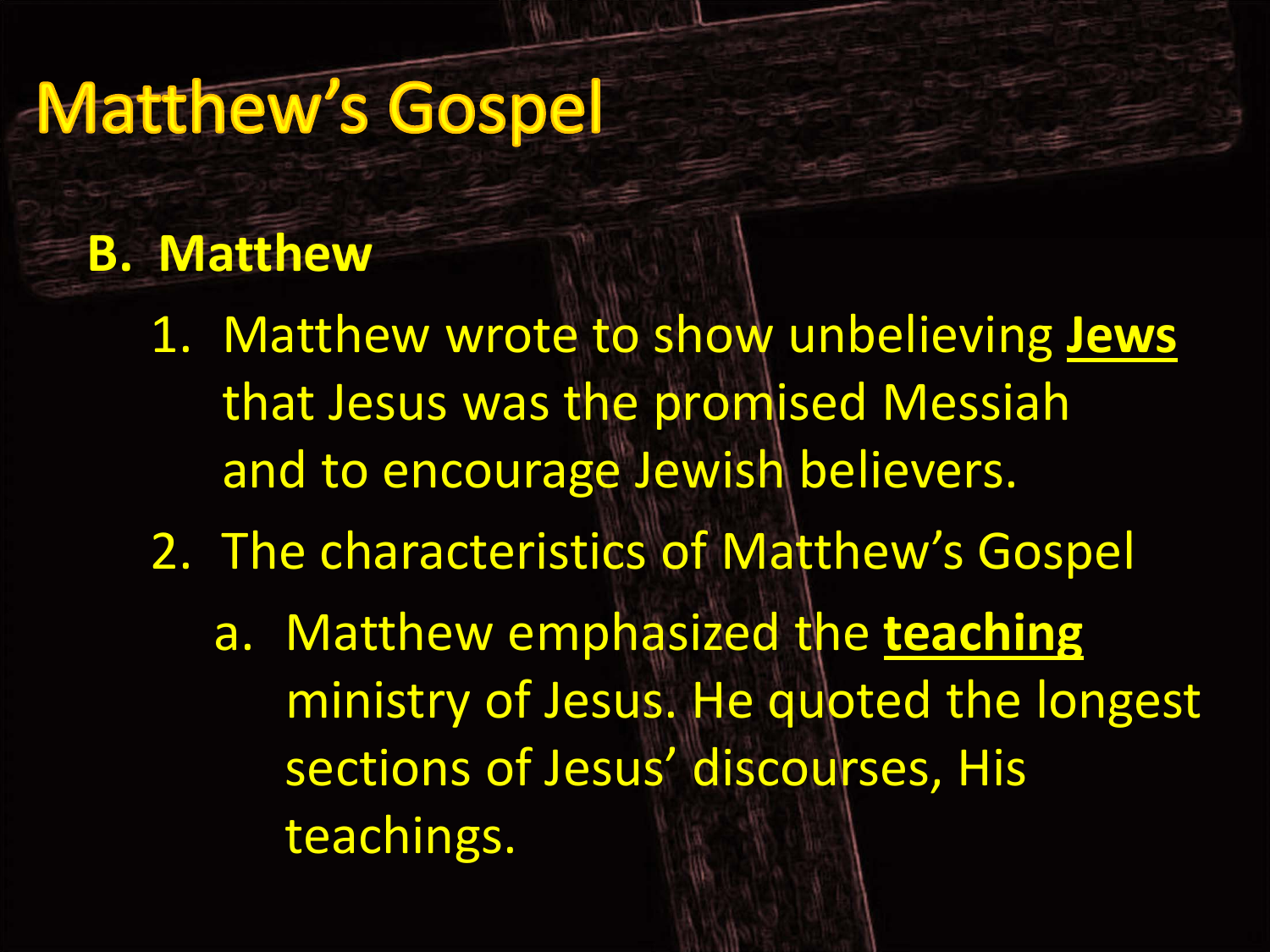# Matthew's Gospel

**B. Matthew**

1. Matthew wrote to show unbelieving **Jews** that Jesus was the promised Messiah and to encourage Jewish believers.
2. The characteristics of Matthew's Gospel
    a. Matthew emphasized the **teaching** ministry of Jesus. He quoted the longest sections of Jesus' discourses, His teachings.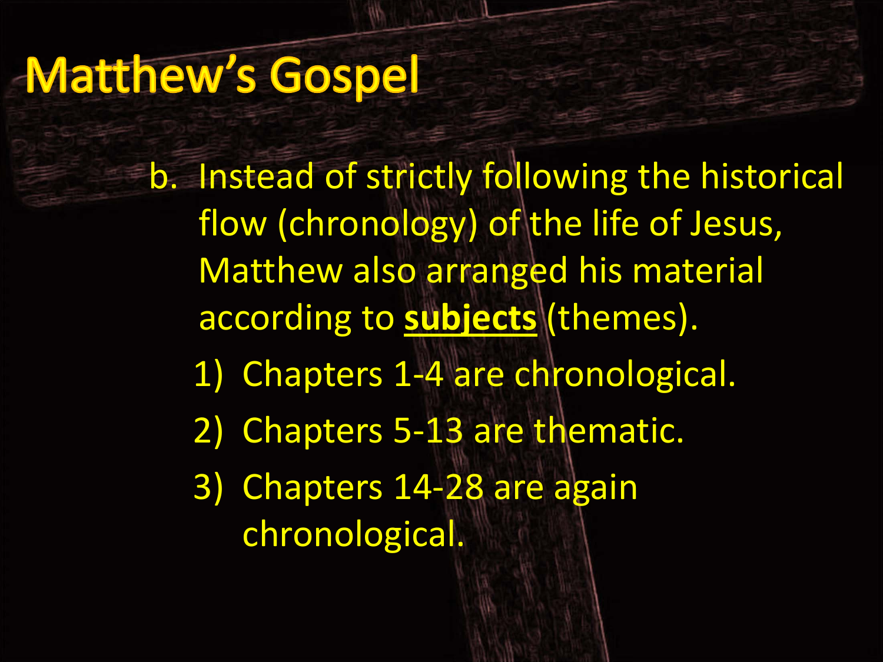# Matthew's Gospel

b. Instead of strictly following the historical flow (chronology) of the life of Jesus, Matthew also arranged his material according to **<u>subjects</u>** (themes).

   1) Chapters 1-4 are chronological.
   2) Chapters 5-13 are thematic.
   3) Chapters 14-28 are again chronological.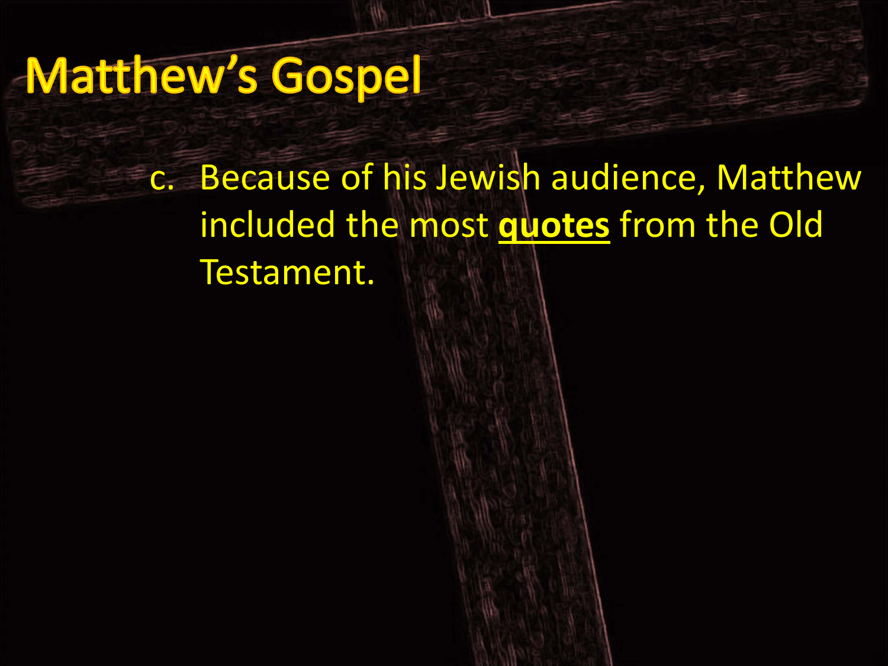# Matthew's Gospel

c. Because of his Jewish audience, Matthew included the most **quotes** from the Old Testament.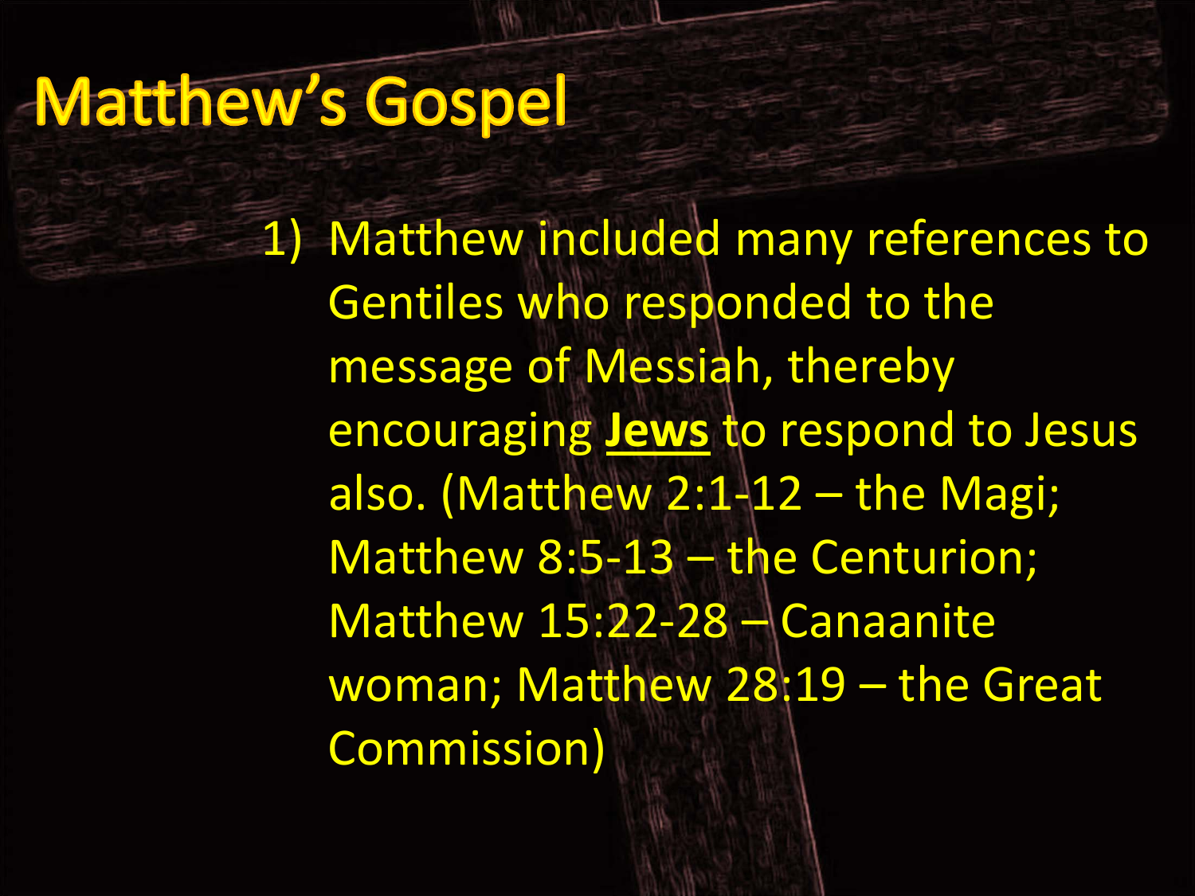# Matthew's Gospel

1) Matthew included many references to Gentiles who responded to the message of Messiah, thereby encouraging **<u>Jews</u>** to respond to Jesus also. (Matthew 2:1-12 – the Magi; Matthew 8:5-13 – the Centurion; Matthew 15:22-28 – Canaanite woman; Matthew 28:19 – the Great Commission)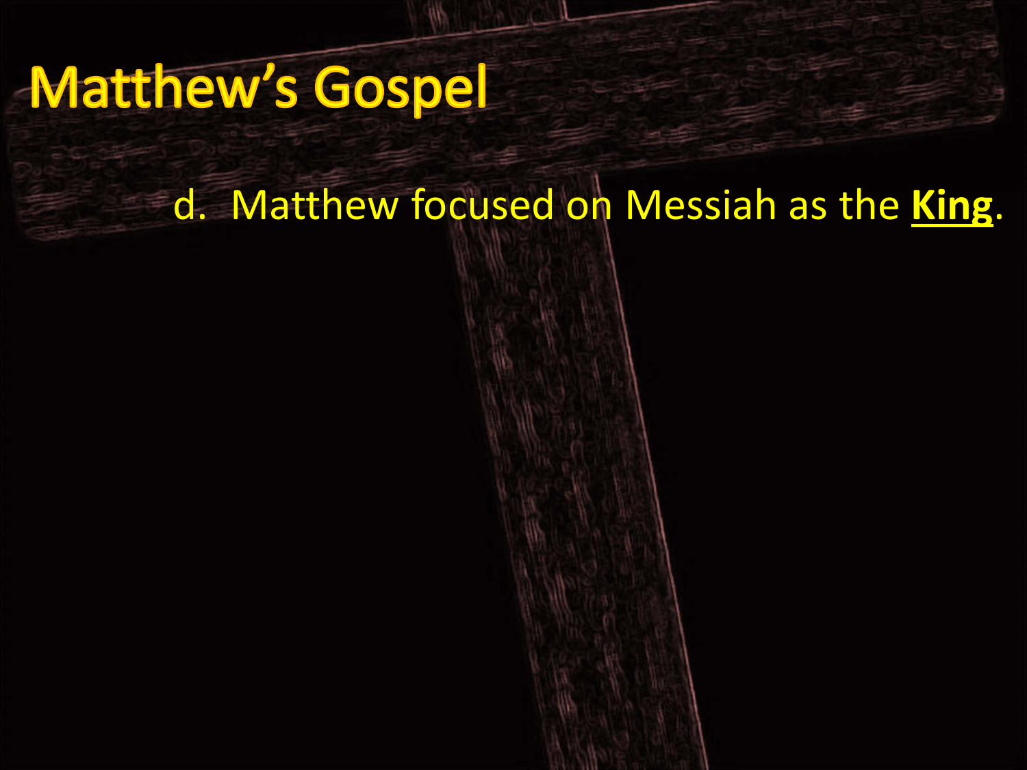# Matthew's Gospel

d. Matthew focused on Messiah as the **King**.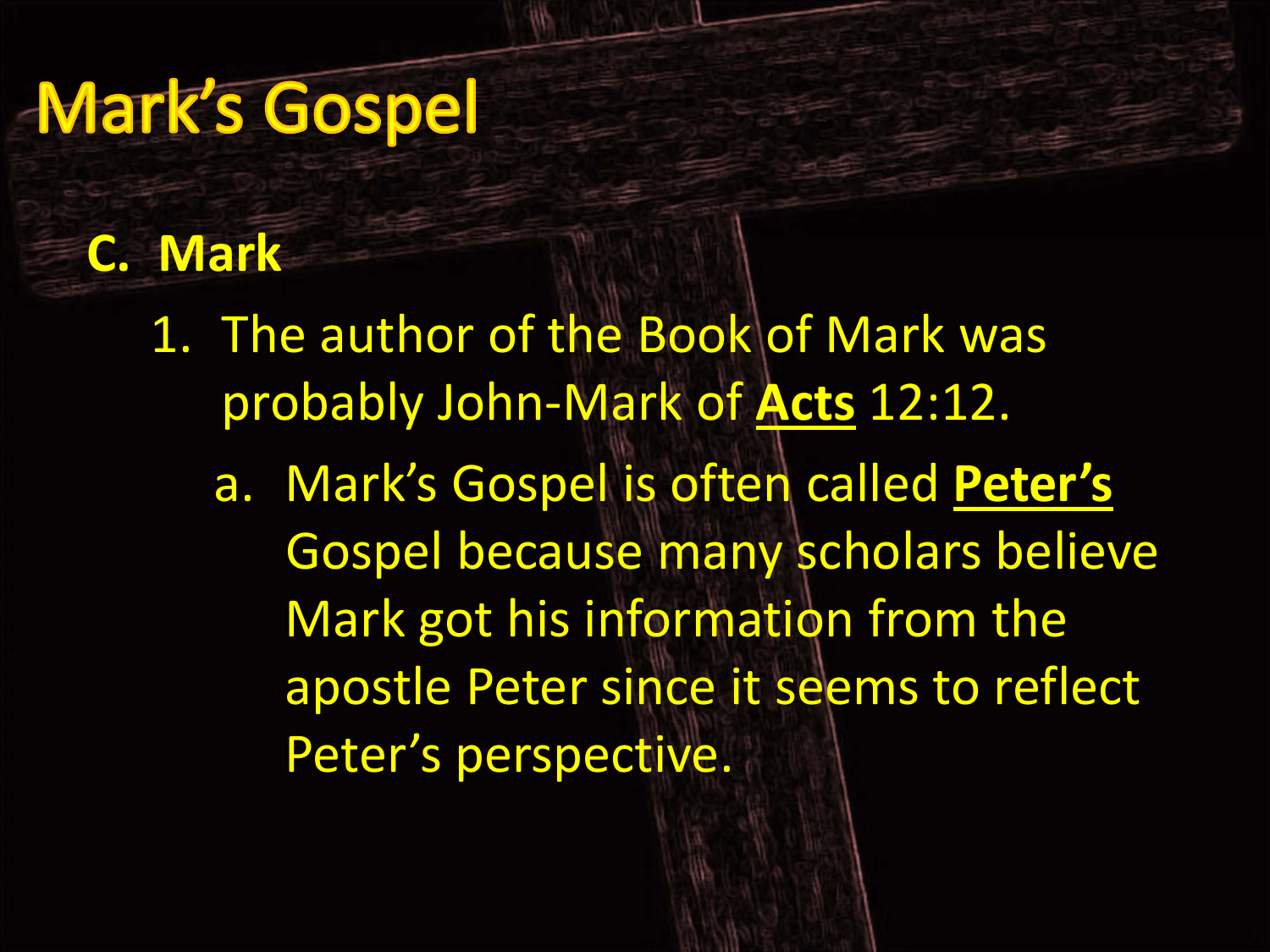# Mark's Gospel

**C. Mark**

1. The author of the Book of Mark was probably John-Mark of **Acts** 12:12.
   a. Mark's Gospel is often called **Peter's** Gospel because many scholars believe Mark got his information from the apostle Peter since it seems to reflect Peter's perspective.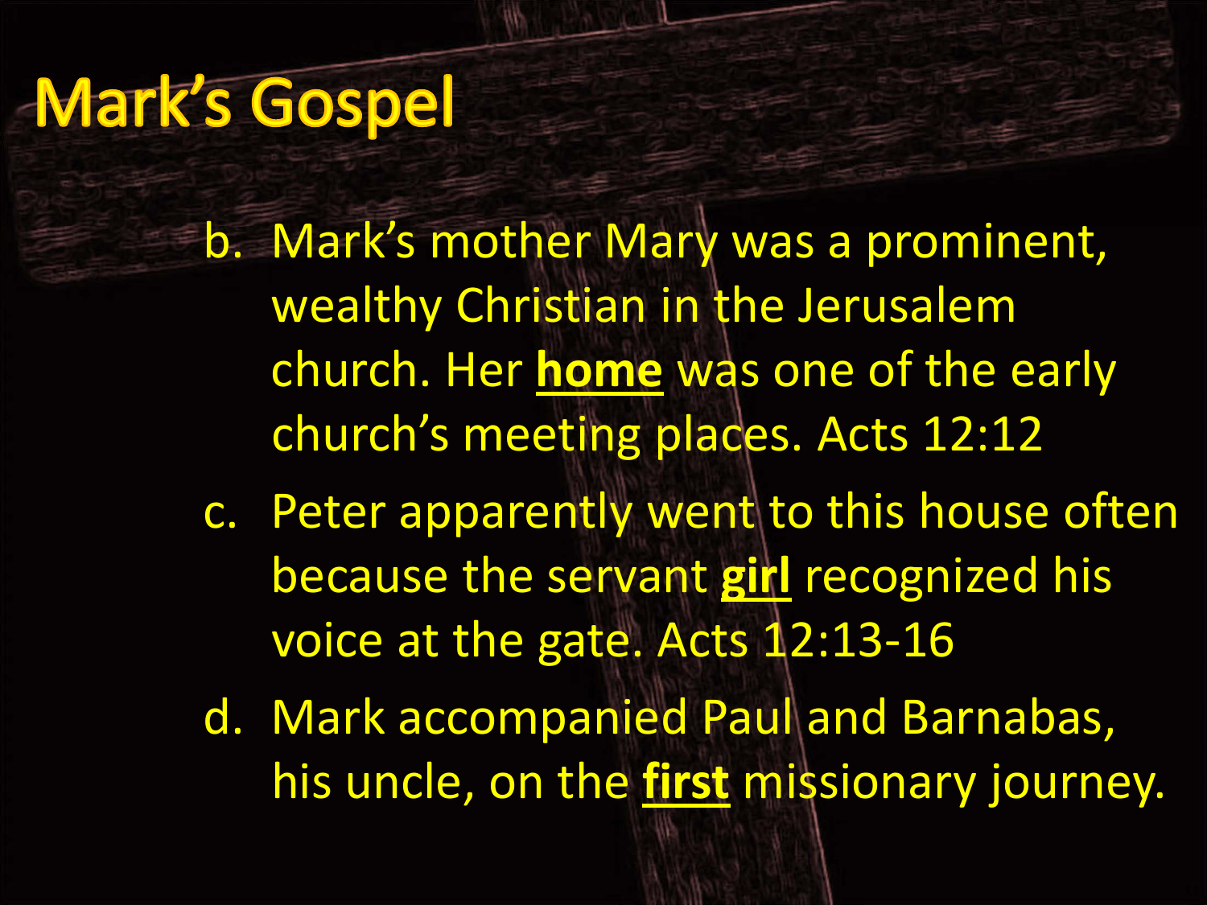# Mark's Gospel

b. Mark's mother Mary was a prominent, wealthy Christian in the Jerusalem church. Her **<u>home</u>** was one of the early church's meeting places. Acts 12:12

c. Peter apparently went to this house often because the servant **<u>girl</u>** recognized his voice at the gate. Acts 12:13-16

d. Mark accompanied Paul and Barnabas, his uncle, on the **<u>first</u>** missionary journey.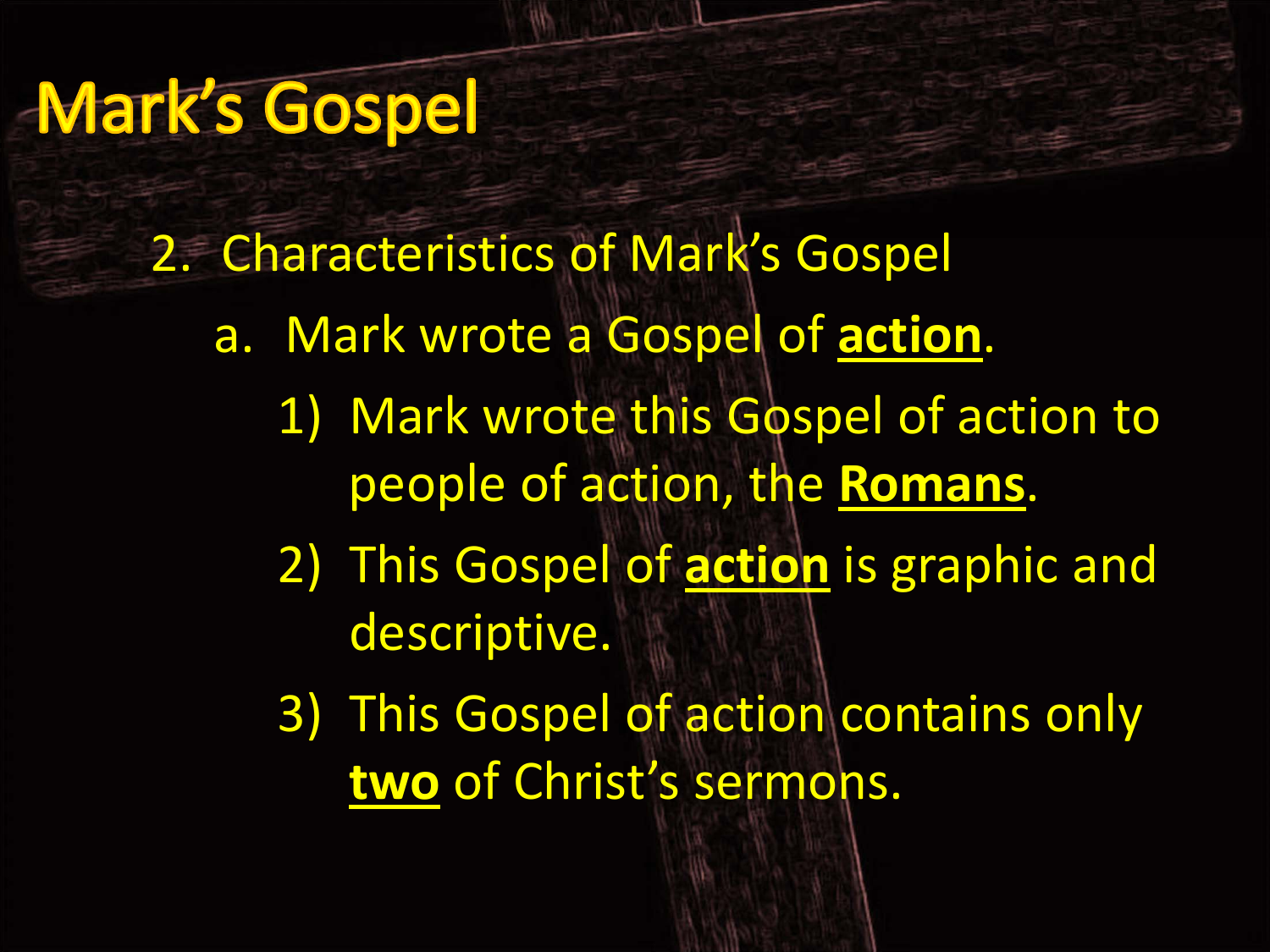# Mark's Gospel

2. Characteristics of Mark's Gospel
   a. Mark wrote a Gospel of **action**.
      1) Mark wrote this Gospel of action to people of action, the **Romans**.
      2) This Gospel of **action** is graphic and descriptive.
      3) This Gospel of action contains only **two** of Christ's sermons.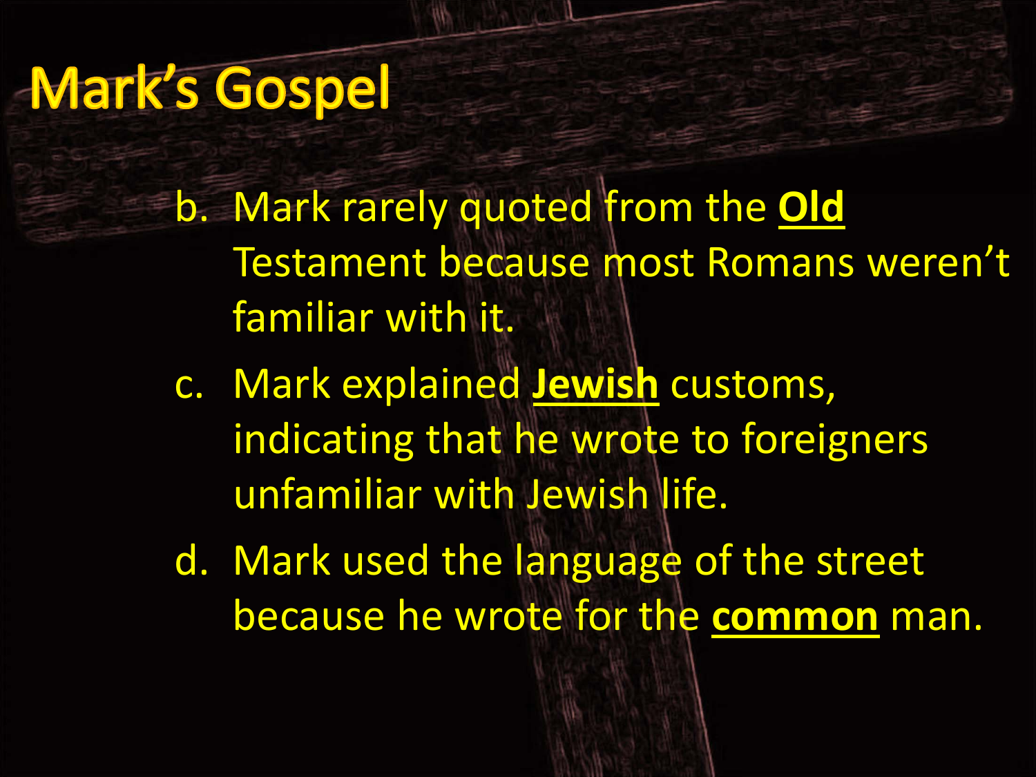# Mark's Gospel

b. Mark rarely quoted from the **Old** Testament because most Romans weren't familiar with it.

c. Mark explained **Jewish** customs, indicating that he wrote to foreigners unfamiliar with Jewish life.

d. Mark used the language of the street because he wrote for the **common** man.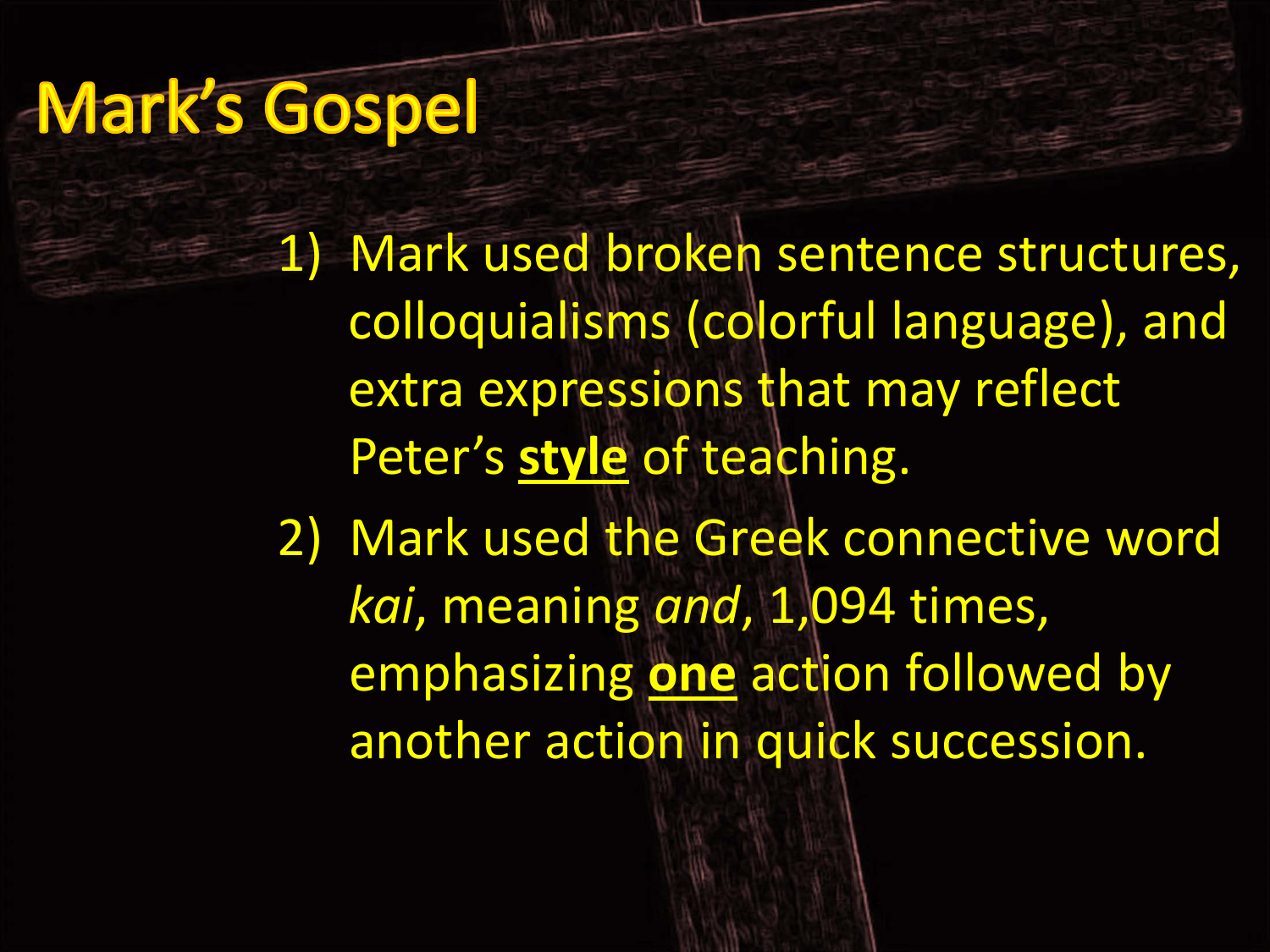# Mark's Gospel

1) Mark used broken sentence structures, colloquialisms (colorful language), and extra expressions that may reflect Peter's **style** of teaching.
2) Mark used the Greek connective word *kai*, meaning *and*, 1,094 times, emphasizing **one** action followed by another action in quick succession.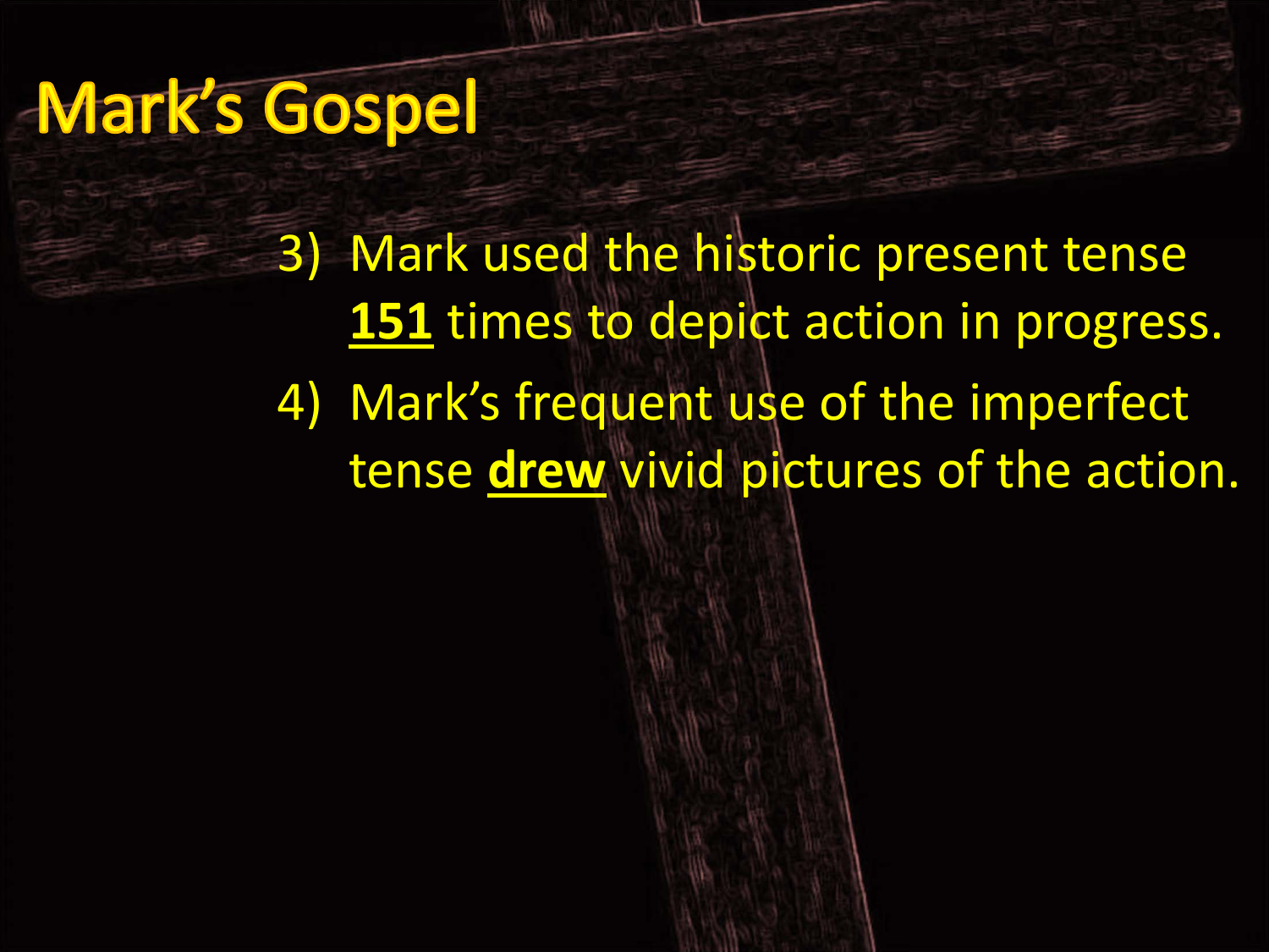# Mark's Gospel

3) Mark used the historic present tense **151** times to depict action in progress.
4) Mark's frequent use of the imperfect tense **drew** vivid pictures of the action.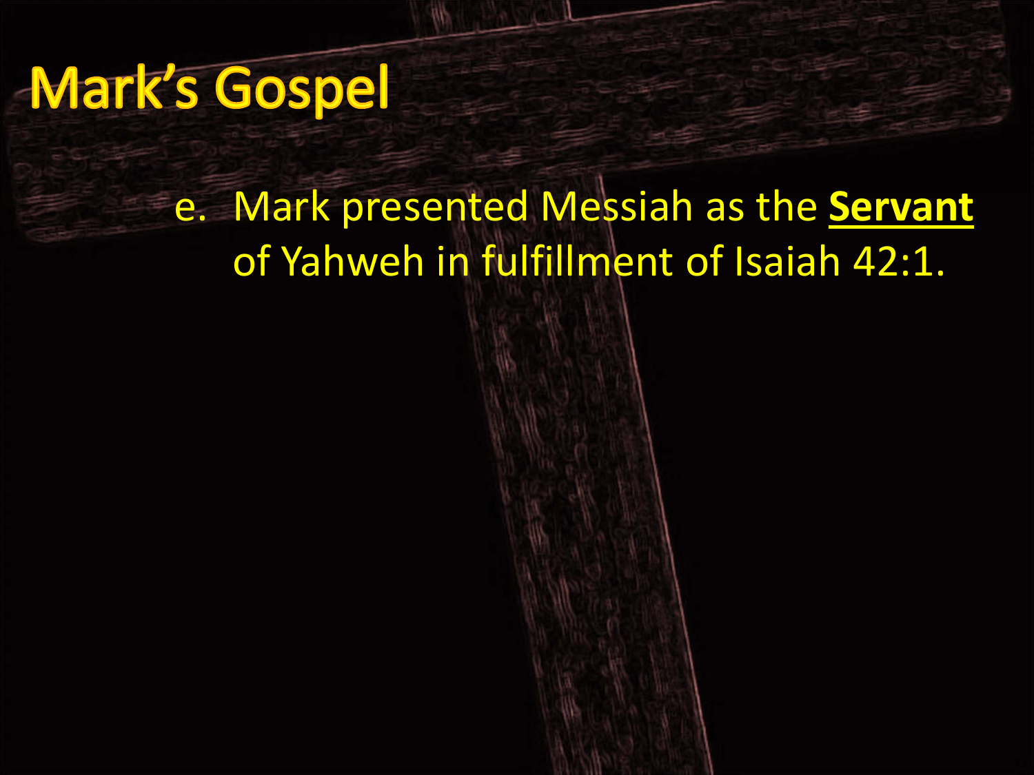# Mark's Gospel

e. Mark presented Messiah as the **Servant** of Yahweh in fulfillment of Isaiah 42:1.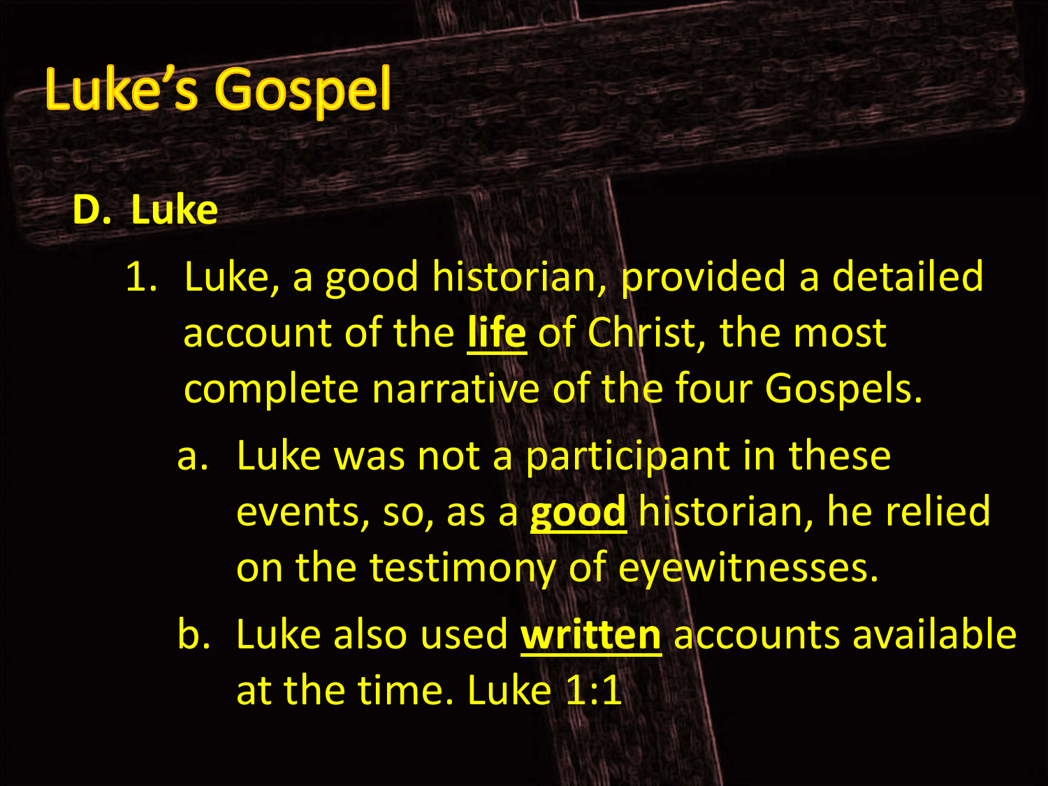# Luke's Gospel

**D. Luke**

1. Luke, a good historian, provided a detailed account of the **life** of Christ, the most complete narrative of the four Gospels.
   a. Luke was not a participant in these events, so, as a **good** historian, he relied on the testimony of eyewitnesses.
   b. Luke also used **written** accounts available at the time. Luke 1:1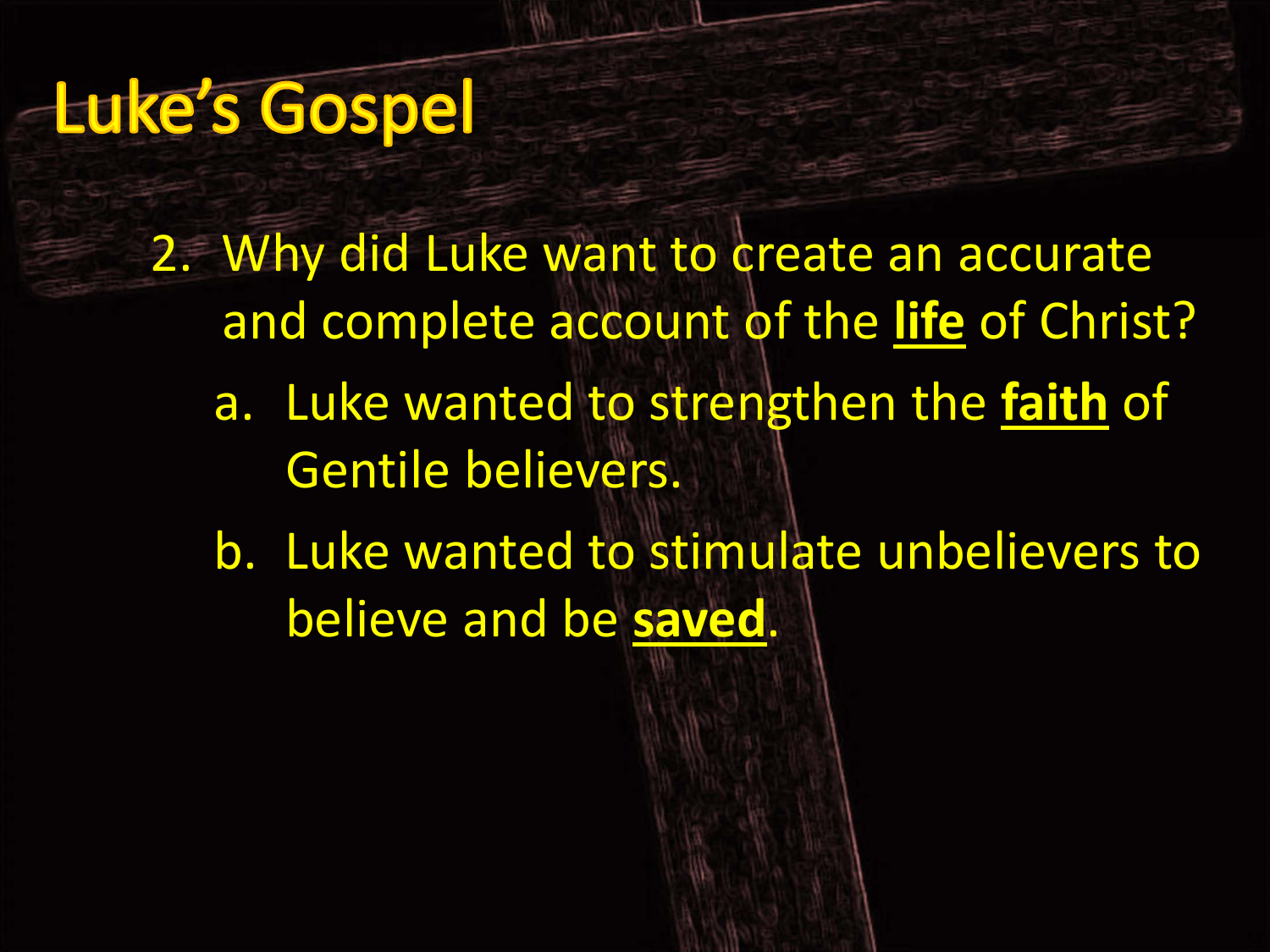# Luke's Gospel

2. Why did Luke want to create an accurate and complete account of the **life** of Christ?
   a. Luke wanted to strengthen the **faith** of Gentile believers.
   b. Luke wanted to stimulate unbelievers to believe and be **saved**.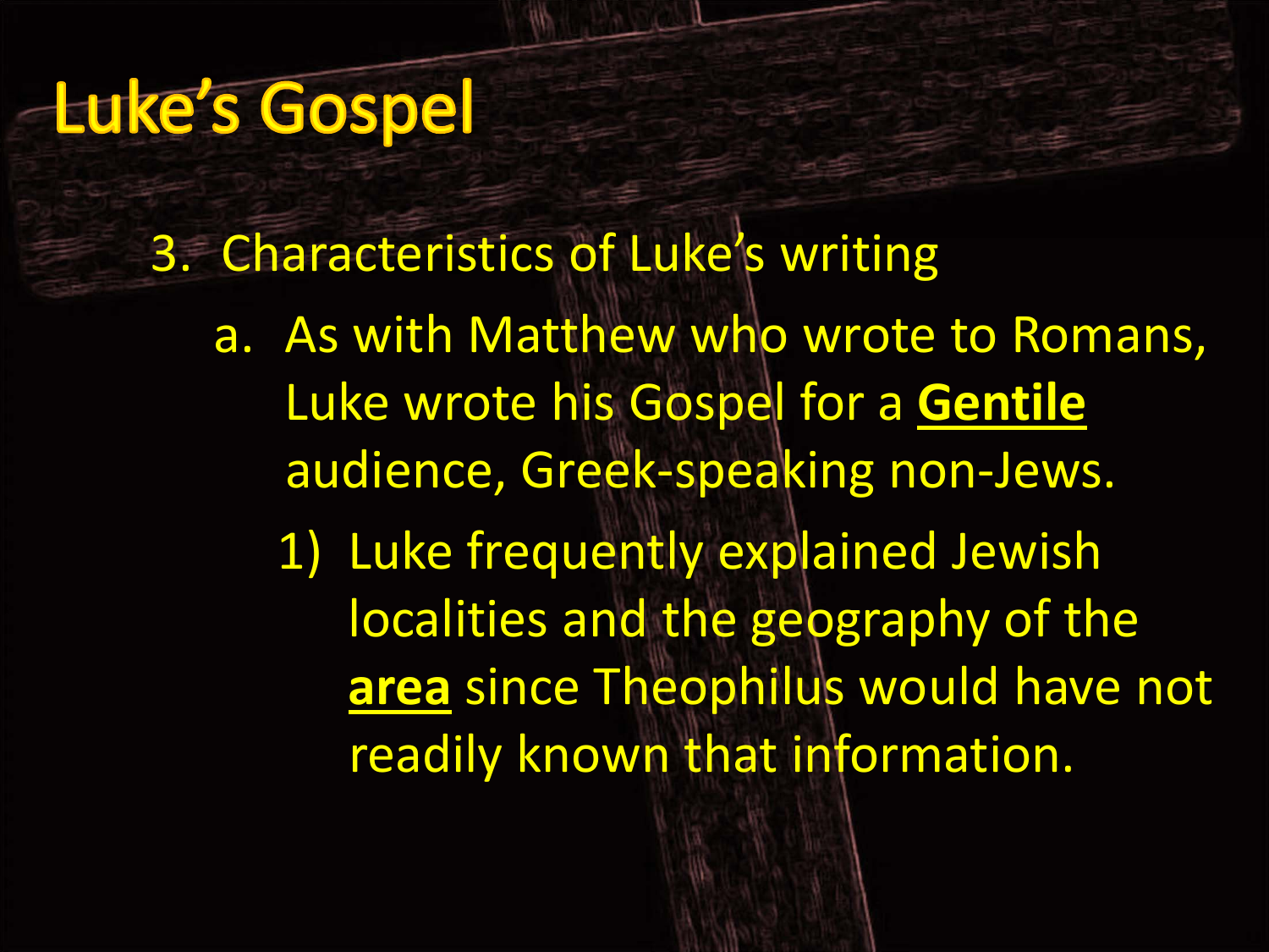# Luke's Gospel

3. Characteristics of Luke's writing
   a. As with Matthew who wrote to Romans, Luke wrote his Gospel for a <u>**Gentile**</u> audience, Greek-speaking non-Jews.
      1) Luke frequently explained Jewish localities and the geography of the <u>**area**</u> since Theophilus would have not readily known that information.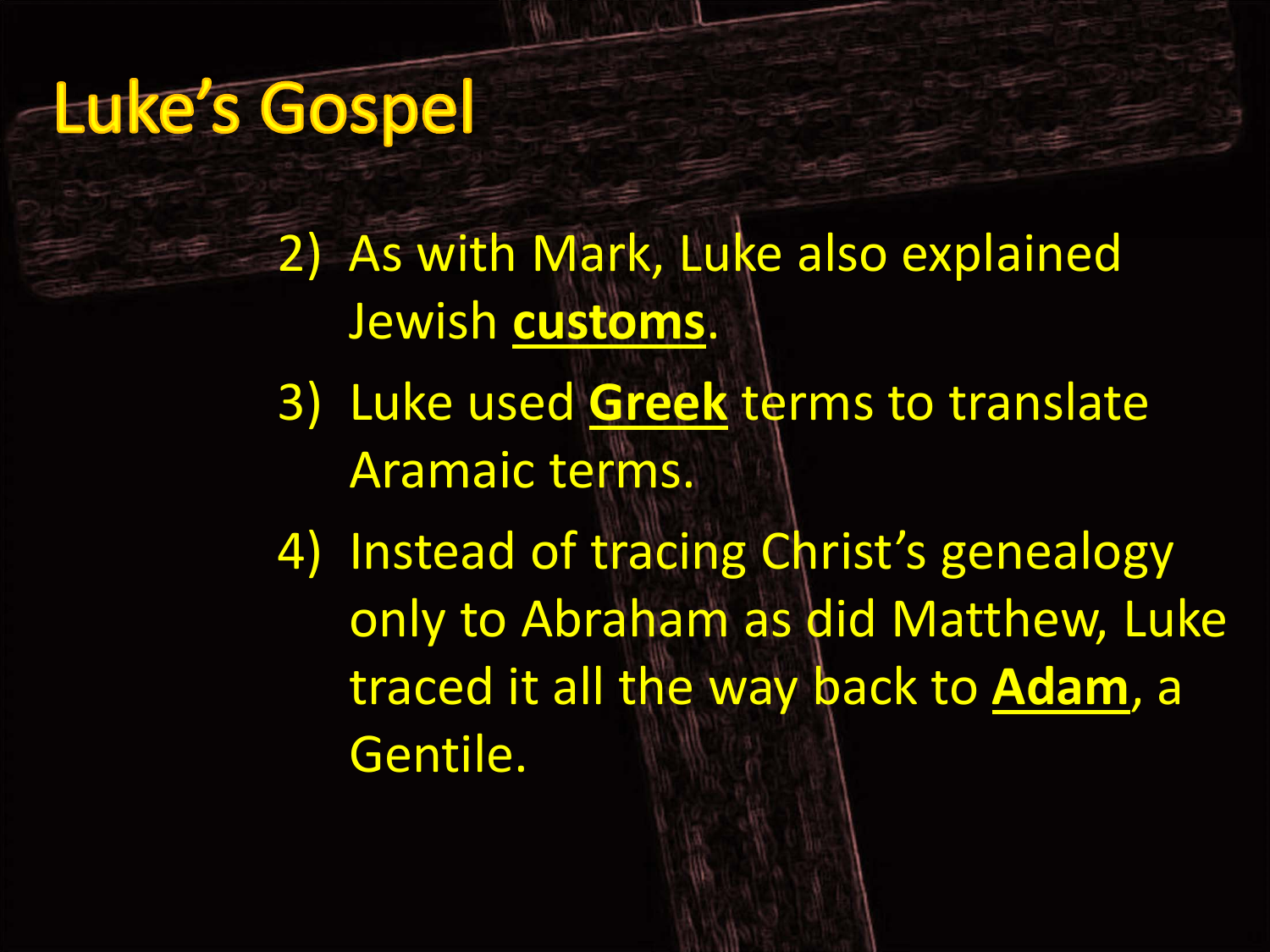# Luke's Gospel

2) As with Mark, Luke also explained Jewish **customs**.
3) Luke used **Greek** terms to translate Aramaic terms.
4) Instead of tracing Christ's genealogy only to Abraham as did Matthew, Luke traced it all the way back to **Adam**, a Gentile.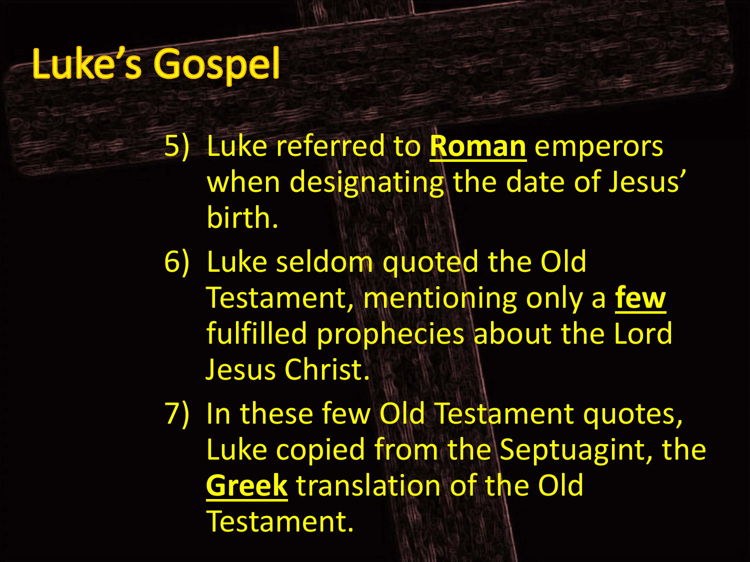# Luke's Gospel

5) Luke referred to **Roman** emperors when designating the date of Jesus' birth.
6) Luke seldom quoted the Old Testament, mentioning only a **few** fulfilled prophecies about the Lord Jesus Christ.
7) In these few Old Testament quotes, Luke copied from the Septuagint, the **Greek** translation of the Old Testament.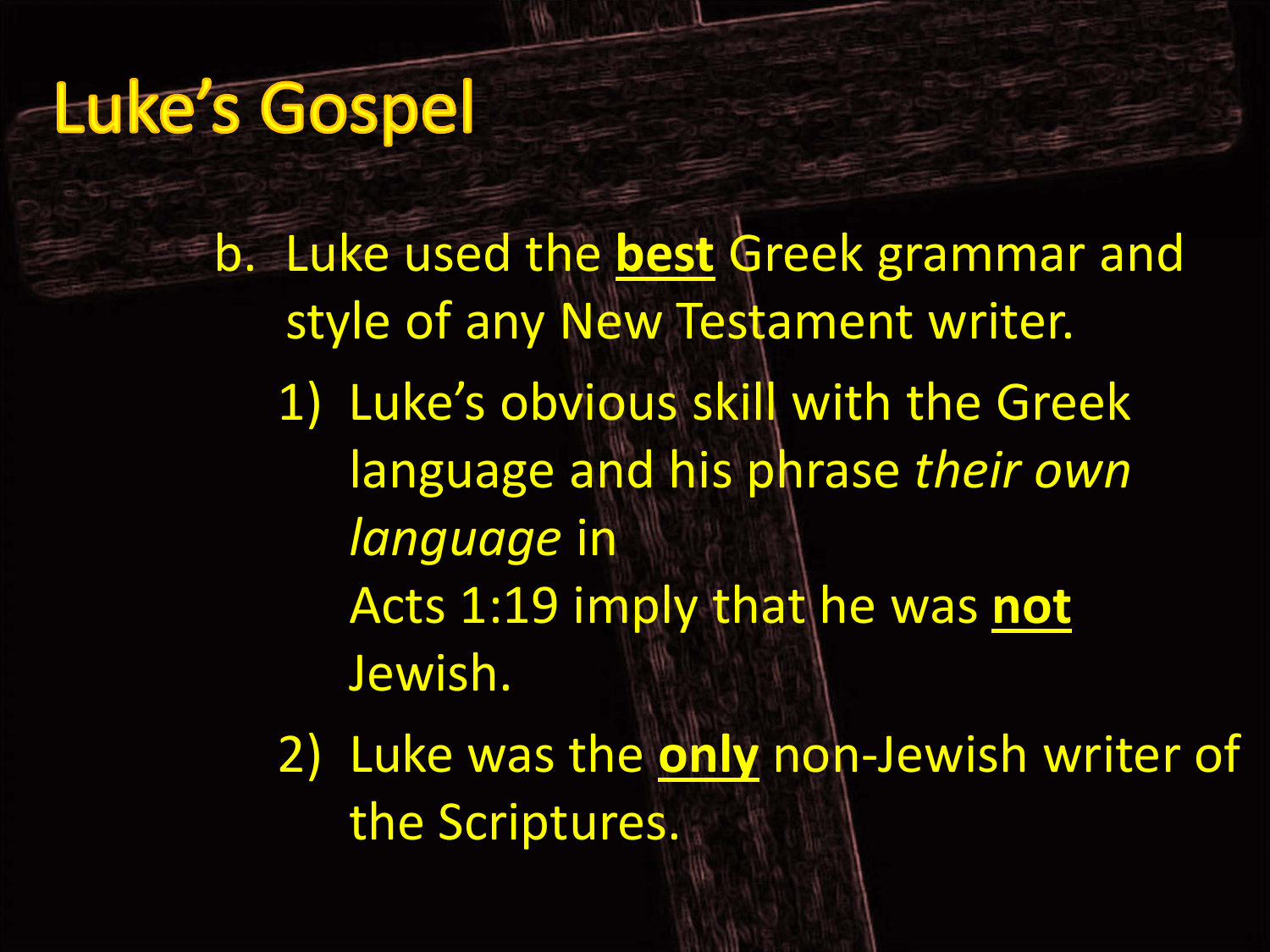# Luke's Gospel

b. Luke used the **best** Greek grammar and style of any New Testament writer.
   1) Luke's obvious skill with the Greek language and his phrase *their own language* in Acts 1:19 imply that he was **not** Jewish.
   2) Luke was the **only** non-Jewish writer of the Scriptures.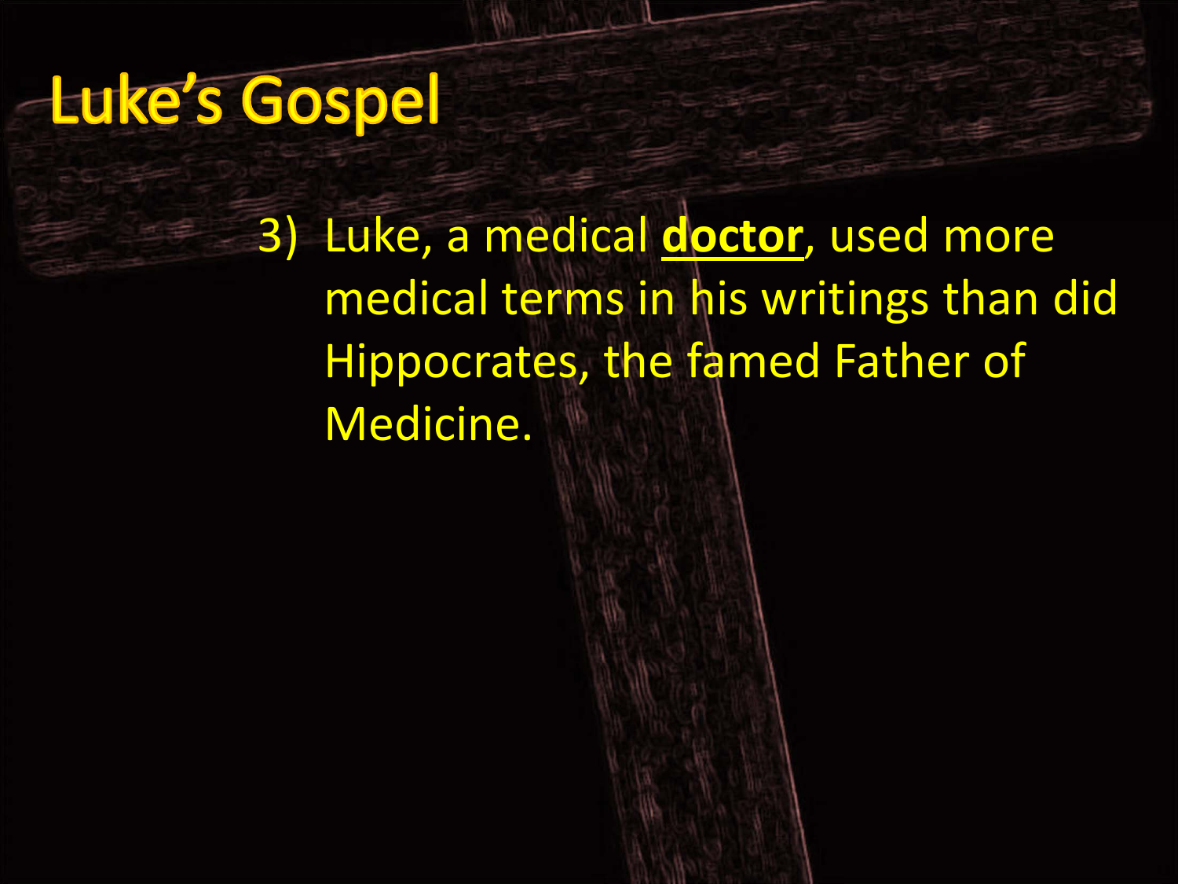# Luke's Gospel

3) Luke, a medical **<u>doctor</u>**, used more medical terms in his writings than did Hippocrates, the famed Father of Medicine.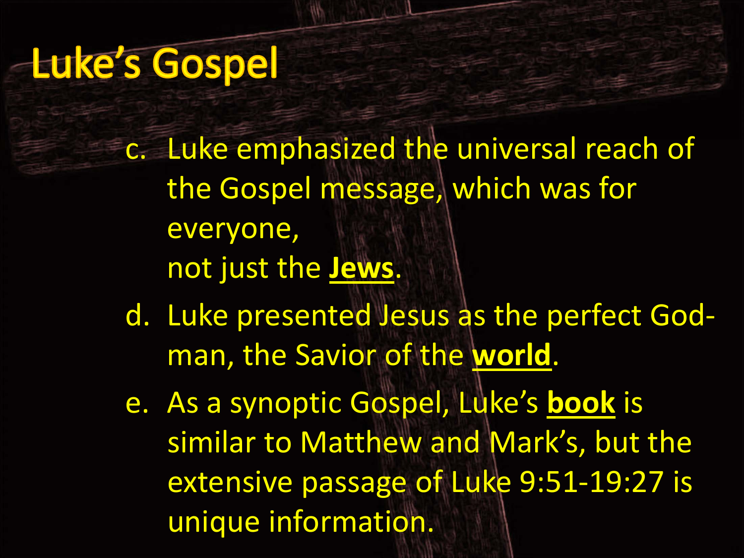# Luke's Gospel

c. Luke emphasized the universal reach of the Gospel message, which was for everyone, not just the **Jews**.

d. Luke presented Jesus as the perfect God-man, the Savior of the **world**.

e. As a synoptic Gospel, Luke's **book** is similar to Matthew and Mark's, but the extensive passage of Luke 9:51-19:27 is unique information.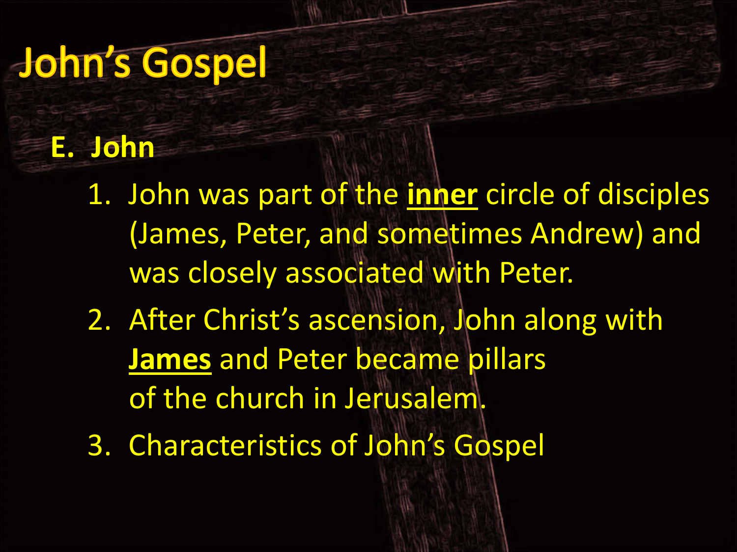# John's Gospel

**E. John**

1. John was part of the **<u>inner</u>** circle of disciples (James, Peter, and sometimes Andrew) and was closely associated with Peter.
2. After Christ's ascension, John along with **<u>James</u>** and Peter became pillars of the church in Jerusalem.
3. Characteristics of John's Gospel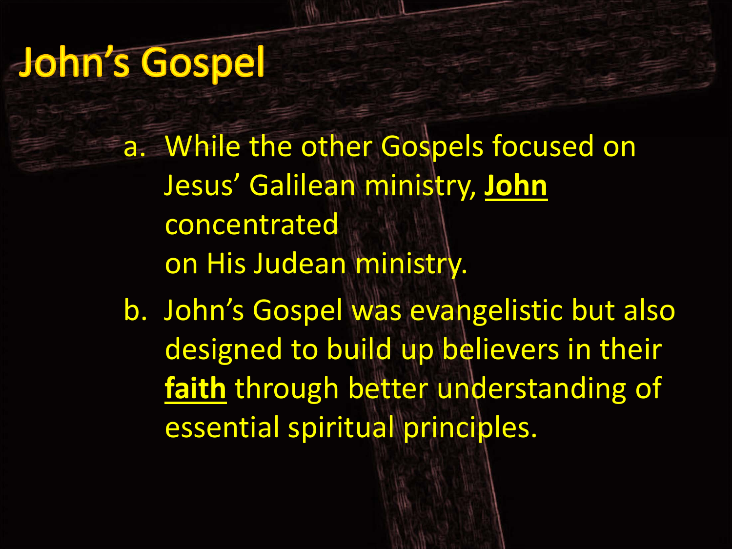# John's Gospel

a. While the other Gospels focused on Jesus' Galilean ministry, **John** concentrated on His Judean ministry.

b. John's Gospel was evangelistic but also designed to build up believers in their **faith** through better understanding of essential spiritual principles.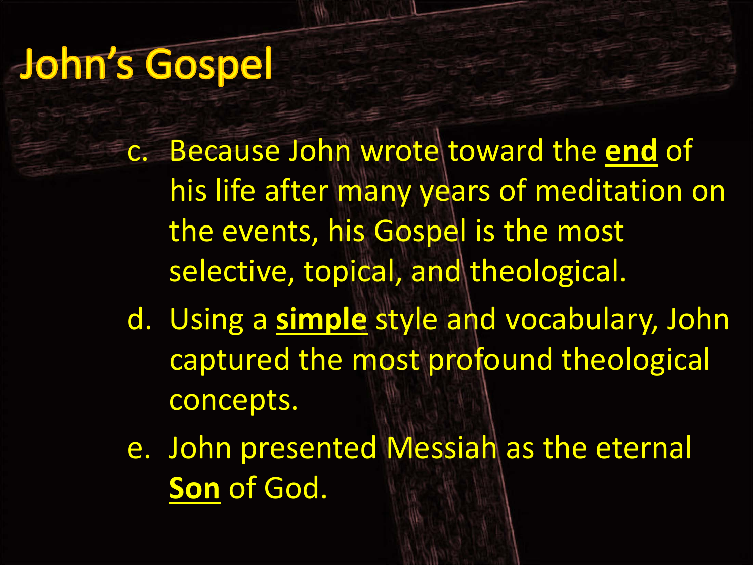# John's Gospel

c. Because John wrote toward the **end** of his life after many years of meditation on the events, his Gospel is the most selective, topical, and theological.

d. Using a **simple** style and vocabulary, John captured the most profound theological concepts.

e. John presented Messiah as the eternal **Son** of God.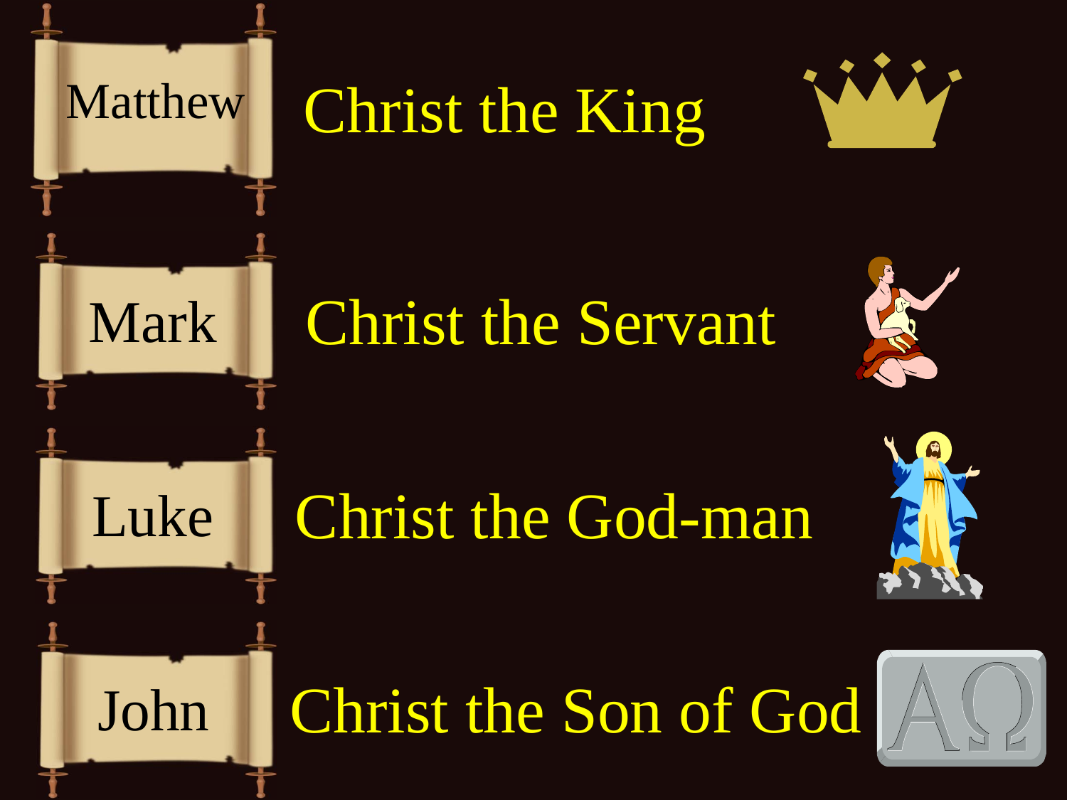Matthew — Christ the King

Mark — Christ the Servant

Luke — Christ the God-man

John — Christ the Son of God